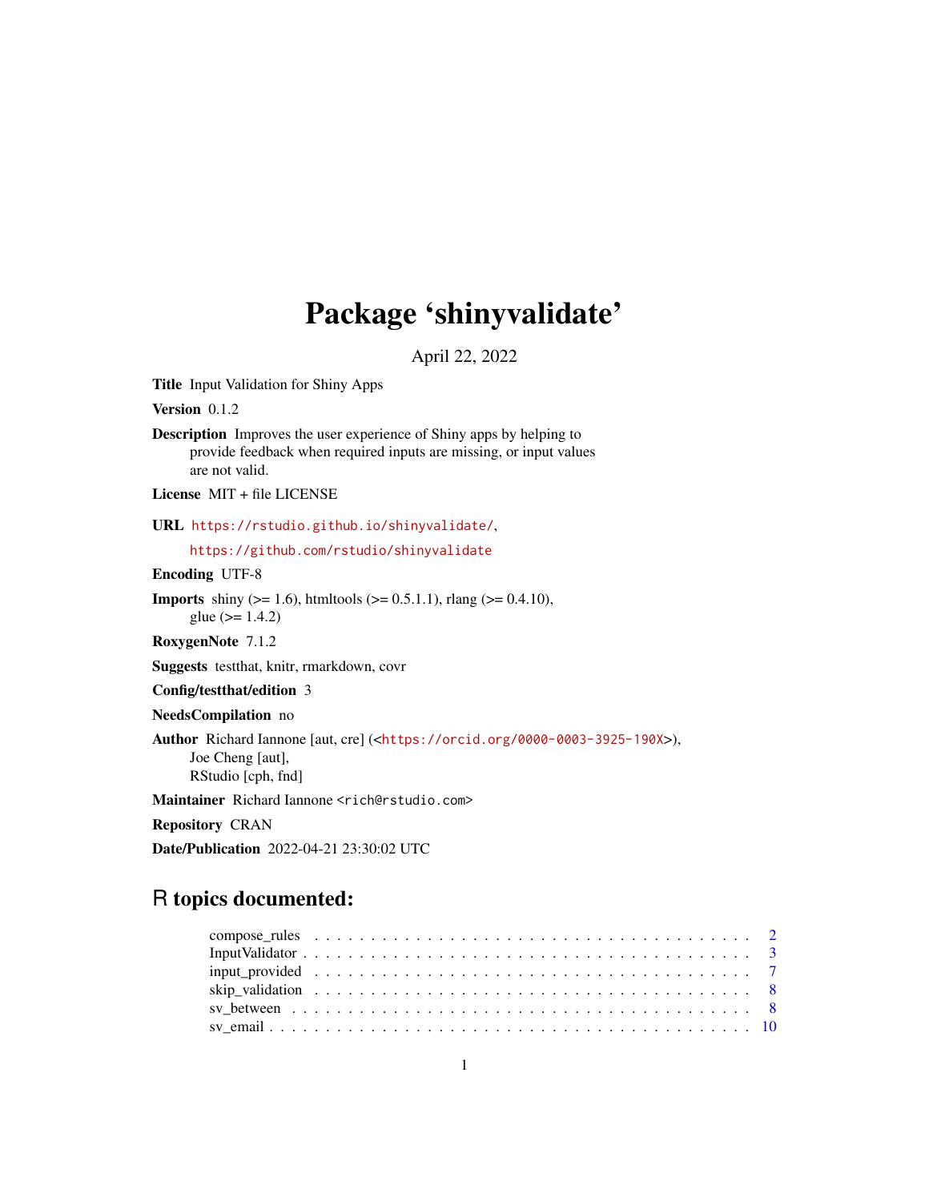# Package 'shinyvalidate'

April 22, 2022

**Title** Input Validation for Shiny Apps

**Version** 0.1.2

**Description** Improves the user experience of Shiny apps by helping to provide feedback when required inputs are missing, or input values are not valid.

**License** MIT + file LICENSE

**URL** https://rstudio.github.io/shinyvalidate/, https://github.com/rstudio/shinyvalidate

**Encoding** UTF-8

**Imports** shiny (>= 1.6), htmltools (>= 0.5.1.1), rlang (>= 0.4.10), glue (>= 1.4.2)

**RoxygenNote** 7.1.2

**Suggests** testthat, knitr, rmarkdown, covr

**Config/testthat/edition** 3

**NeedsCompilation** no

**Author** Richard Iannone [aut, cre] (<https://orcid.org/0000-0003-3925-190X>), Joe Cheng [aut], RStudio [cph, fnd]

**Maintainer** Richard Iannone <rich@rstudio.com>

**Repository** CRAN

**Date/Publication** 2022-04-21 23:30:02 UTC

## R topics documented:

- compose_rules . . . . . . . . . . 2
- InputValidator . . . . . . . . . . 3
- input_provided . . . . . . . . . . 7
- skip_validation . . . . . . . . . . 8
- sv_between . . . . . . . . . . 8
- sv_email . . . . . . . . . . 10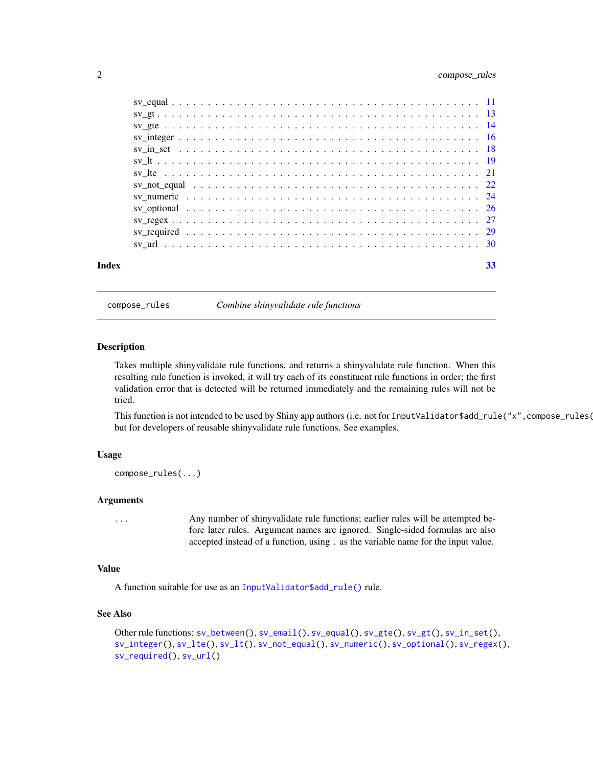| | |
|---|---|
| sv_equal | 11 |
| sv_gt | 13 |
| sv_gte | 14 |
| sv_integer | 16 |
| sv_in_set | 18 |
| sv_lt | 19 |
| sv_lte | 21 |
| sv_not_equal | 22 |
| sv_numeric | 24 |
| sv_optional | 26 |
| sv_regex | 27 |
| sv_required | 29 |
| sv_url | 30 |

**Index** **33**

---

`compose_rules` *Combine shinyvalidate rule functions*

---

## Description

Takes multiple shinyvalidate rule functions, and returns a shinyvalidate rule function. When this resulting rule function is invoked, it will try each of its constituent rule functions in order; the first validation error that is detected will be returned immediately and the remaining rules will not be tried.

This function is not intended to be used by Shiny app authors (i.e. not for `InputValidator$add_rule("x",compose_rules(`
but for developers of reusable shinyvalidate rule functions. See examples.

## Usage

```
compose_rules(...)
```

## Arguments

| | |
|---|---|
| `...` | Any number of shinyvalidate rule functions; earlier rules will be attempted before later rules. Argument names are ignored. Single-sided formulas are also accepted instead of a function, using `.` as the variable name for the input value. |

## Value

A function suitable for use as an `InputValidator$add_rule()` rule.

## See Also

Other rule functions: `sv_between()`, `sv_email()`, `sv_equal()`, `sv_gte()`, `sv_gt()`, `sv_in_set()`, `sv_integer()`, `sv_lte()`, `sv_lt()`, `sv_not_equal()`, `sv_numeric()`, `sv_optional()`, `sv_regex()`, `sv_required()`, `sv_url()`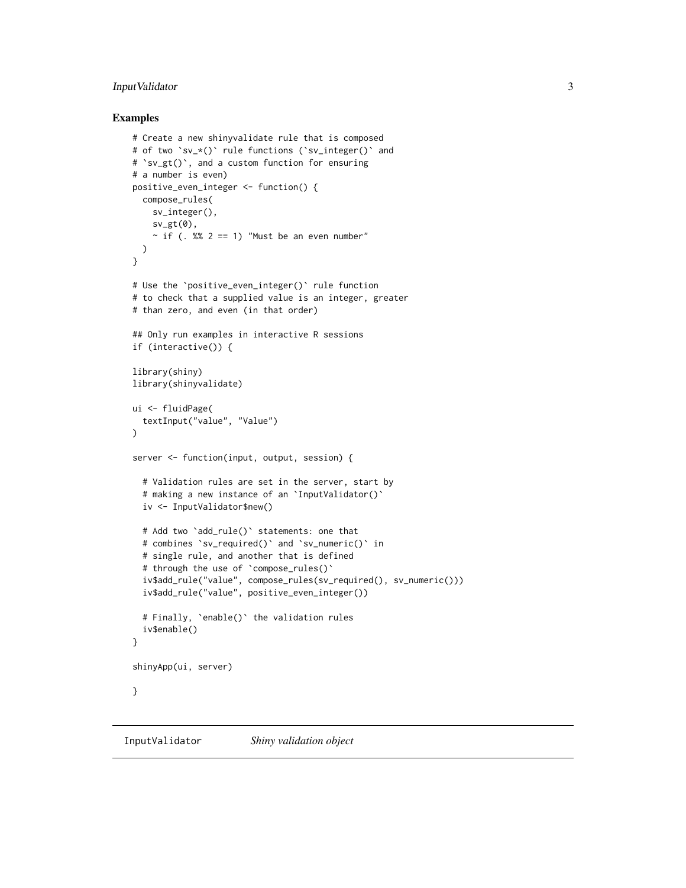## Examples

```
# Create a new shinyvalidate rule that is composed
# of two `sv_*()` rule functions (`sv_integer()` and
# `sv_gt()`, and a custom function for ensuring
# a number is even)
positive_even_integer <- function() {
  compose_rules(
    sv_integer(),
    sv_gt(0),
    ~ if (. %% 2 == 1) "Must be an even number"
  )
}

# Use the `positive_even_integer()` rule function
# to check that a supplied value is an integer, greater
# than zero, and even (in that order)

## Only run examples in interactive R sessions
if (interactive()) {

library(shiny)
library(shinyvalidate)

ui <- fluidPage(
  textInput("value", "Value")
)

server <- function(input, output, session) {

  # Validation rules are set in the server, start by
  # making a new instance of an `InputValidator()`
  iv <- InputValidator$new()

  # Add two `add_rule()` statements: one that
  # combines `sv_required()` and `sv_numeric()` in
  # single rule, and another that is defined
  # through the use of `compose_rules()`
  iv$add_rule("value", compose_rules(sv_required(), sv_numeric()))
  iv$add_rule("value", positive_even_integer())

  # Finally, `enable()` the validation rules
  iv$enable()
}

shinyApp(ui, server)

}
```

---

InputValidator    *Shiny validation object*

---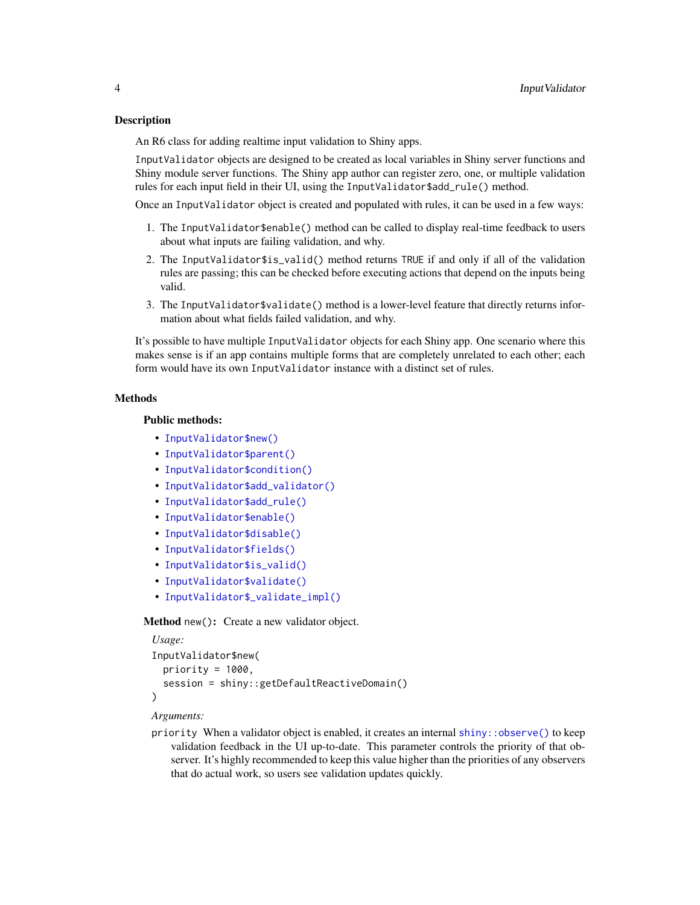### Description

An R6 class for adding realtime input validation to Shiny apps.

`InputValidator` objects are designed to be created as local variables in Shiny server functions and Shiny module server functions. The Shiny app author can register zero, one, or multiple validation rules for each input field in their UI, using the `InputValidator$add_rule()` method.

Once an `InputValidator` object is created and populated with rules, it can be used in a few ways:

1. The `InputValidator$enable()` method can be called to display real-time feedback to users about what inputs are failing validation, and why.
2. The `InputValidator$is_valid()` method returns `TRUE` if and only if all of the validation rules are passing; this can be checked before executing actions that depend on the inputs being valid.
3. The `InputValidator$validate()` method is a lower-level feature that directly returns information about what fields failed validation, and why.

It's possible to have multiple `InputValidator` objects for each Shiny app. One scenario where this makes sense is if an app contains multiple forms that are completely unrelated to each other; each form would have its own `InputValidator` instance with a distinct set of rules.

### Methods

#### Public methods:

- `InputValidator$new()`
- `InputValidator$parent()`
- `InputValidator$condition()`
- `InputValidator$add_validator()`
- `InputValidator$add_rule()`
- `InputValidator$enable()`
- `InputValidator$disable()`
- `InputValidator$fields()`
- `InputValidator$is_valid()`
- `InputValidator$validate()`
- `InputValidator$_validate_impl()`

**Method** `new()`**:** Create a new validator object.

*Usage:*

```
InputValidator$new(
  priority = 1000,
  session = shiny::getDefaultReactiveDomain()
)
```

*Arguments:*

`priority` When a validator object is enabled, it creates an internal `shiny::observe()` to keep validation feedback in the UI up-to-date. This parameter controls the priority of that observer. It's highly recommended to keep this value higher than the priorities of any observers that do actual work, so users see validation updates quickly.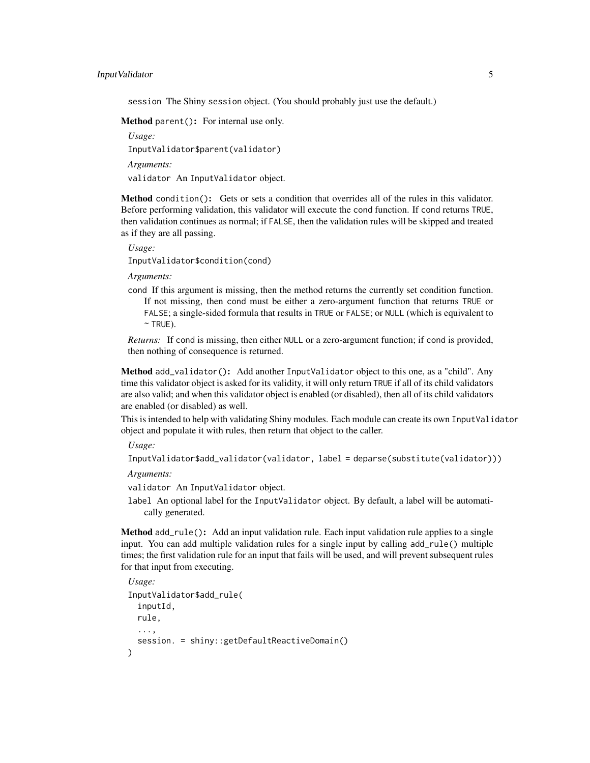session The Shiny `session` object. (You should probably just use the default.)

**Method** `parent()`**:** For internal use only.

*Usage:*

```
InputValidator$parent(validator)
```

*Arguments:*

`validator` An `InputValidator` object.

**Method** `condition()`**:** Gets or sets a condition that overrides all of the rules in this validator. Before performing validation, this validator will execute the `cond` function. If `cond` returns `TRUE`, then validation continues as normal; if `FALSE`, then the validation rules will be skipped and treated as if they are all passing.

*Usage:*

```
InputValidator$condition(cond)
```

*Arguments:*

`cond` If this argument is missing, then the method returns the currently set condition function. If not missing, then `cond` must be either a zero-argument function that returns `TRUE` or `FALSE`; a single-sided formula that results in `TRUE` or `FALSE`; or `NULL` (which is equivalent to `~ TRUE`).

*Returns:* If `cond` is missing, then either `NULL` or a zero-argument function; if `cond` is provided, then nothing of consequence is returned.

**Method** `add_validator()`**:** Add another `InputValidator` object to this one, as a "child". Any time this validator object is asked for its validity, it will only return `TRUE` if all of its child validators are also valid; and when this validator object is enabled (or disabled), then all of its child validators are enabled (or disabled) as well.

This is intended to help with validating Shiny modules. Each module can create its own `InputValidator` object and populate it with rules, then return that object to the caller.

*Usage:*

```
InputValidator$add_validator(validator, label = deparse(substitute(validator)))
```

*Arguments:*

`validator` An `InputValidator` object.

`label` An optional label for the `InputValidator` object. By default, a label will be automatically generated.

**Method** `add_rule()`**:** Add an input validation rule. Each input validation rule applies to a single input. You can add multiple validation rules for a single input by calling `add_rule()` multiple times; the first validation rule for an input that fails will be used, and will prevent subsequent rules for that input from executing.

*Usage:*

```
InputValidator$add_rule(
  inputId,
  rule,
  ...,
  session. = shiny::getDefaultReactiveDomain()
)
```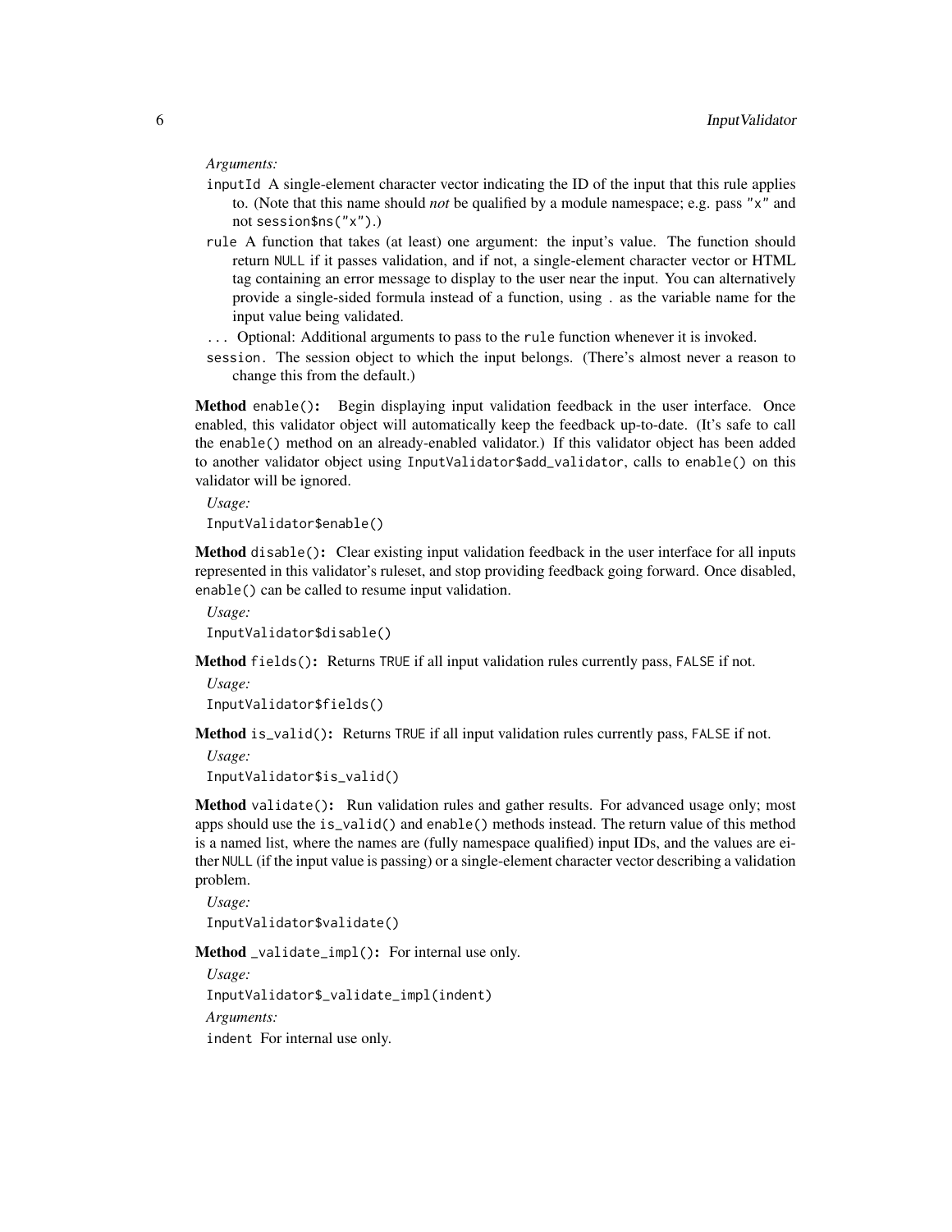*Arguments:*

`inputId` A single-element character vector indicating the ID of the input that this rule applies to. (Note that this name should *not* be qualified by a module namespace; e.g. pass `"x"` and not `session$ns("x")`.)

`rule` A function that takes (at least) one argument: the input's value. The function should return `NULL` if it passes validation, and if not, a single-element character vector or HTML tag containing an error message to display to the user near the input. You can alternatively provide a single-sided formula instead of a function, using `.` as the variable name for the input value being validated.

`...` Optional: Additional arguments to pass to the `rule` function whenever it is invoked.

`session.` The session object to which the input belongs. (There's almost never a reason to change this from the default.)

**Method** `enable()`**:** Begin displaying input validation feedback in the user interface. Once enabled, this validator object will automatically keep the feedback up-to-date. (It's safe to call the `enable()` method on an already-enabled validator.) If this validator object has been added to another validator object using `InputValidator$add_validator`, calls to `enable()` on this validator will be ignored.

*Usage:*

```
InputValidator$enable()
```

**Method** `disable()`**:** Clear existing input validation feedback in the user interface for all inputs represented in this validator's ruleset, and stop providing feedback going forward. Once disabled, `enable()` can be called to resume input validation.

*Usage:*

```
InputValidator$disable()
```

**Method** `fields()`**:** Returns `TRUE` if all input validation rules currently pass, `FALSE` if not.

*Usage:*

```
InputValidator$fields()
```

**Method** `is_valid()`**:** Returns `TRUE` if all input validation rules currently pass, `FALSE` if not.

*Usage:*

```
InputValidator$is_valid()
```

**Method** `validate()`**:** Run validation rules and gather results. For advanced usage only; most apps should use the `is_valid()` and `enable()` methods instead. The return value of this method is a named list, where the names are (fully namespace qualified) input IDs, and the values are either `NULL` (if the input value is passing) or a single-element character vector describing a validation problem.

*Usage:*

```
InputValidator$validate()
```

**Method** `_validate_impl()`**:** For internal use only.

*Usage:*

```
InputValidator$_validate_impl(indent)
```

*Arguments:*

`indent` For internal use only.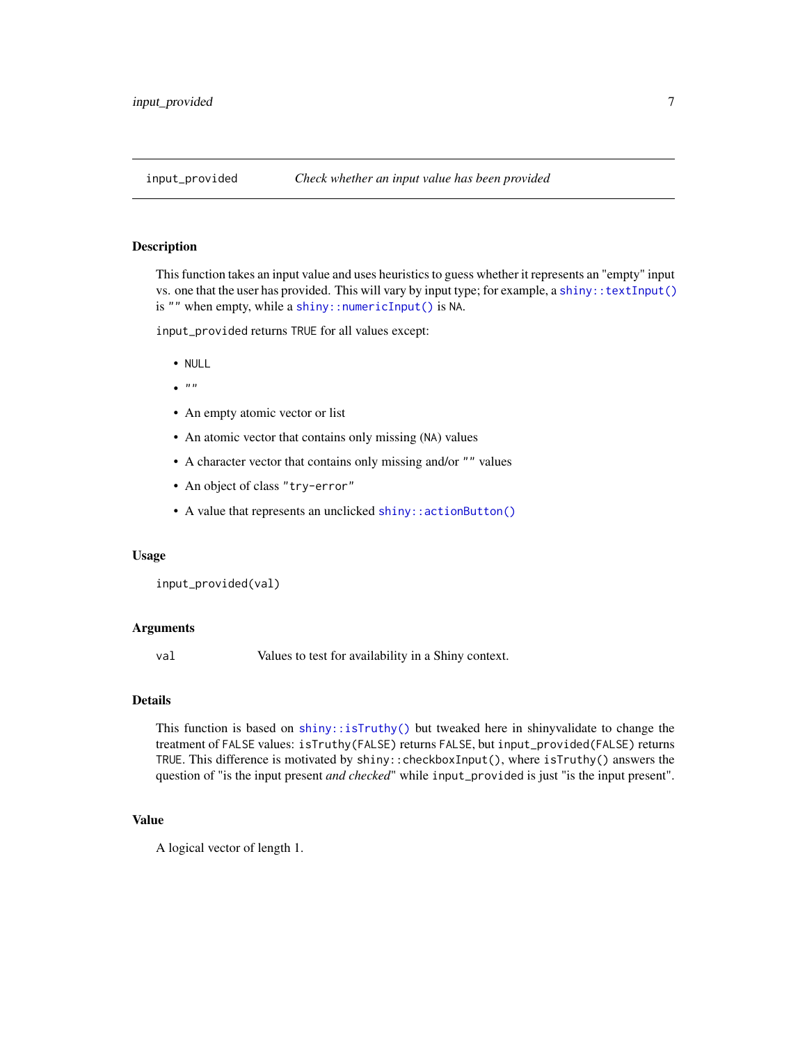## input_provided    *Check whether an input value has been provided*

### Description

This function takes an input value and uses heuristics to guess whether it represents an "empty" input vs. one that the user has provided. This will vary by input type; for example, a `shiny::textInput()` is `""` when empty, while a `shiny::numericInput()` is `NA`.

`input_provided` returns `TRUE` for all values except:

- `NULL`
- `""`
- An empty atomic vector or list
- An atomic vector that contains only missing (`NA`) values
- A character vector that contains only missing and/or `""` values
- An object of class `"try-error"`
- A value that represents an unclicked `shiny::actionButton()`

### Usage

```
input_provided(val)
```

### Arguments

| | |
|---|---|
| `val` | Values to test for availability in a Shiny context. |

### Details

This function is based on `shiny::isTruthy()` but tweaked here in shinyvalidate to change the treatment of `FALSE` values: `isTruthy(FALSE)` returns `FALSE`, but `input_provided(FALSE)` returns `TRUE`. This difference is motivated by `shiny::checkboxInput()`, where `isTruthy()` answers the question of "is the input present *and checked*" while `input_provided` is just "is the input present".

### Value

A logical vector of length 1.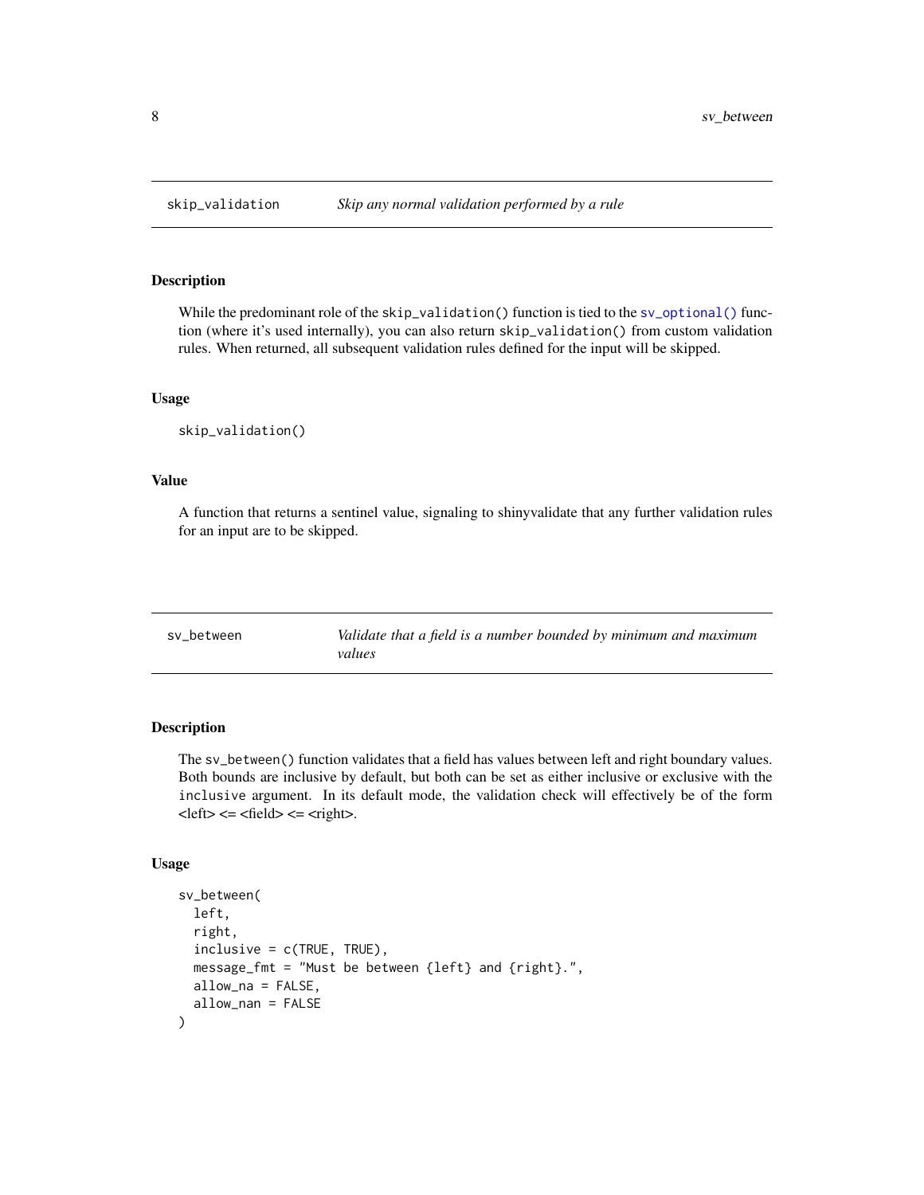## skip_validation — *Skip any normal validation performed by a rule*

### Description

While the predominant role of the `skip_validation()` function is tied to the `sv_optional()` function (where it's used internally), you can also return `skip_validation()` from custom validation rules. When returned, all subsequent validation rules defined for the input will be skipped.

### Usage

```
skip_validation()
```

### Value

A function that returns a sentinel value, signaling to shinyvalidate that any further validation rules for an input are to be skipped.

## sv_between — *Validate that a field is a number bounded by minimum and maximum values*

### Description

The `sv_between()` function validates that a field has values between left and right boundary values. Both bounds are inclusive by default, but both can be set as either inclusive or exclusive with the `inclusive` argument. In its default mode, the validation check will effectively be of the form <left> <= <field> <= <right>.

### Usage

```
sv_between(
  left,
  right,
  inclusive = c(TRUE, TRUE),
  message_fmt = "Must be between {left} and {right}.",
  allow_na = FALSE,
  allow_nan = FALSE
)
```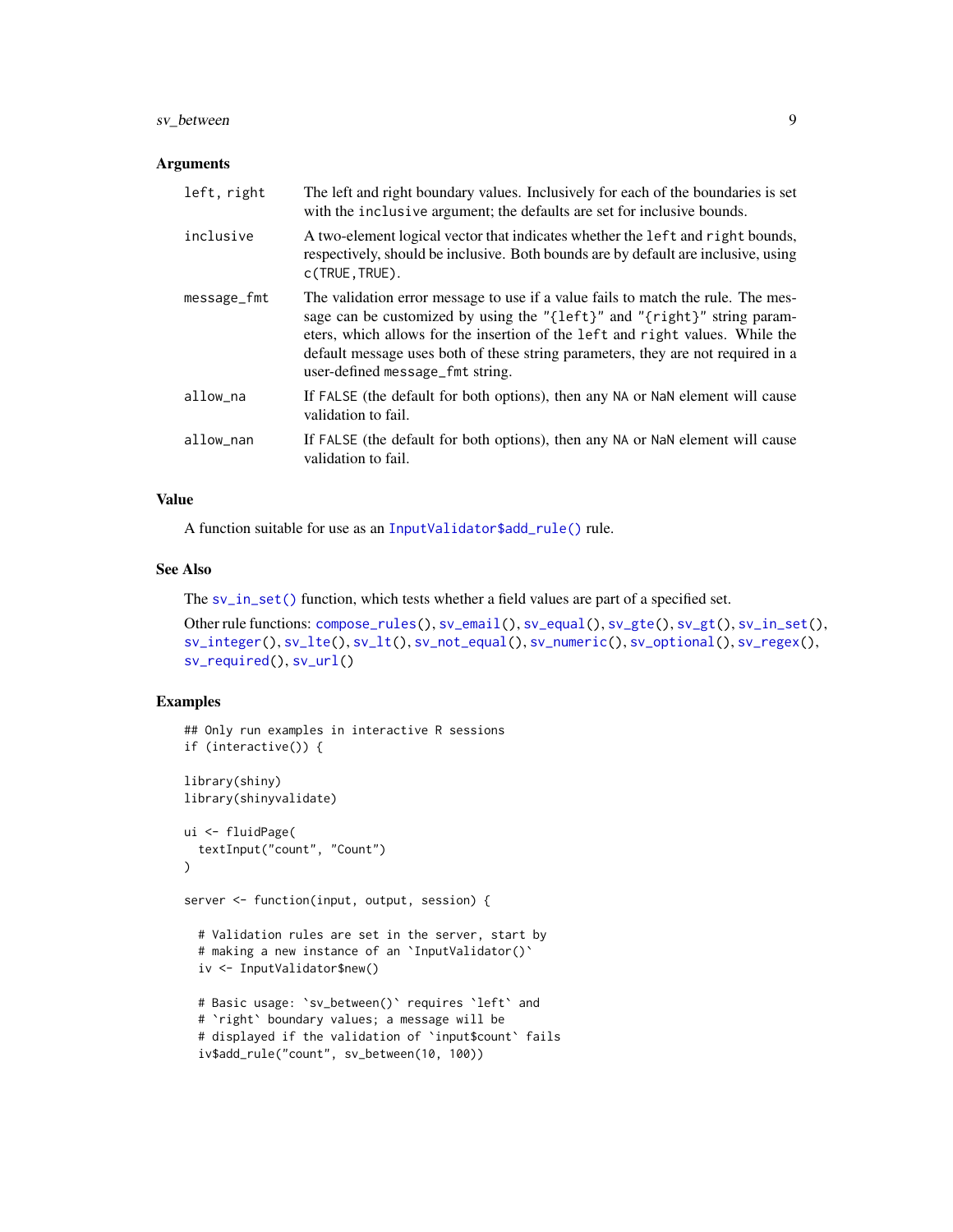### Arguments

| | |
|---|---|
| `left, right` | The left and right boundary values. Inclusively for each of the boundaries is set with the `inclusive` argument; the defaults are set for inclusive bounds. |
| `inclusive` | A two-element logical vector that indicates whether the `left` and `right` bounds, respectively, should be inclusive. Both bounds are by default are inclusive, using `c(TRUE,TRUE)`. |
| `message_fmt` | The validation error message to use if a value fails to match the rule. The message can be customized by using the `"{left}"` and `"{right}"` string parameters, which allows for the insertion of the `left` and `right` values. While the default message uses both of these string parameters, they are not required in a user-defined `message_fmt` string. |
| `allow_na` | If `FALSE` (the default for both options), then any `NA` or `NaN` element will cause validation to fail. |
| `allow_nan` | If `FALSE` (the default for both options), then any `NA` or `NaN` element will cause validation to fail. |

### Value

A function suitable for use as an `InputValidator$add_rule()` rule.

### See Also

The `sv_in_set()` function, which tests whether a field values are part of a specified set.

Other rule functions: `compose_rules()`, `sv_email()`, `sv_equal()`, `sv_gte()`, `sv_gt()`, `sv_in_set()`, `sv_integer()`, `sv_lte()`, `sv_lt()`, `sv_not_equal()`, `sv_numeric()`, `sv_optional()`, `sv_regex()`, `sv_required()`, `sv_url()`

### Examples

```
## Only run examples in interactive R sessions
if (interactive()) {

library(shiny)
library(shinyvalidate)

ui <- fluidPage(
  textInput("count", "Count")
)

server <- function(input, output, session) {

  # Validation rules are set in the server, start by
  # making a new instance of an `InputValidator()`
  iv <- InputValidator$new()

  # Basic usage: `sv_between()` requires `left` and
  # `right` boundary values; a message will be
  # displayed if the validation of `input$count` fails
  iv$add_rule("count", sv_between(10, 100))
```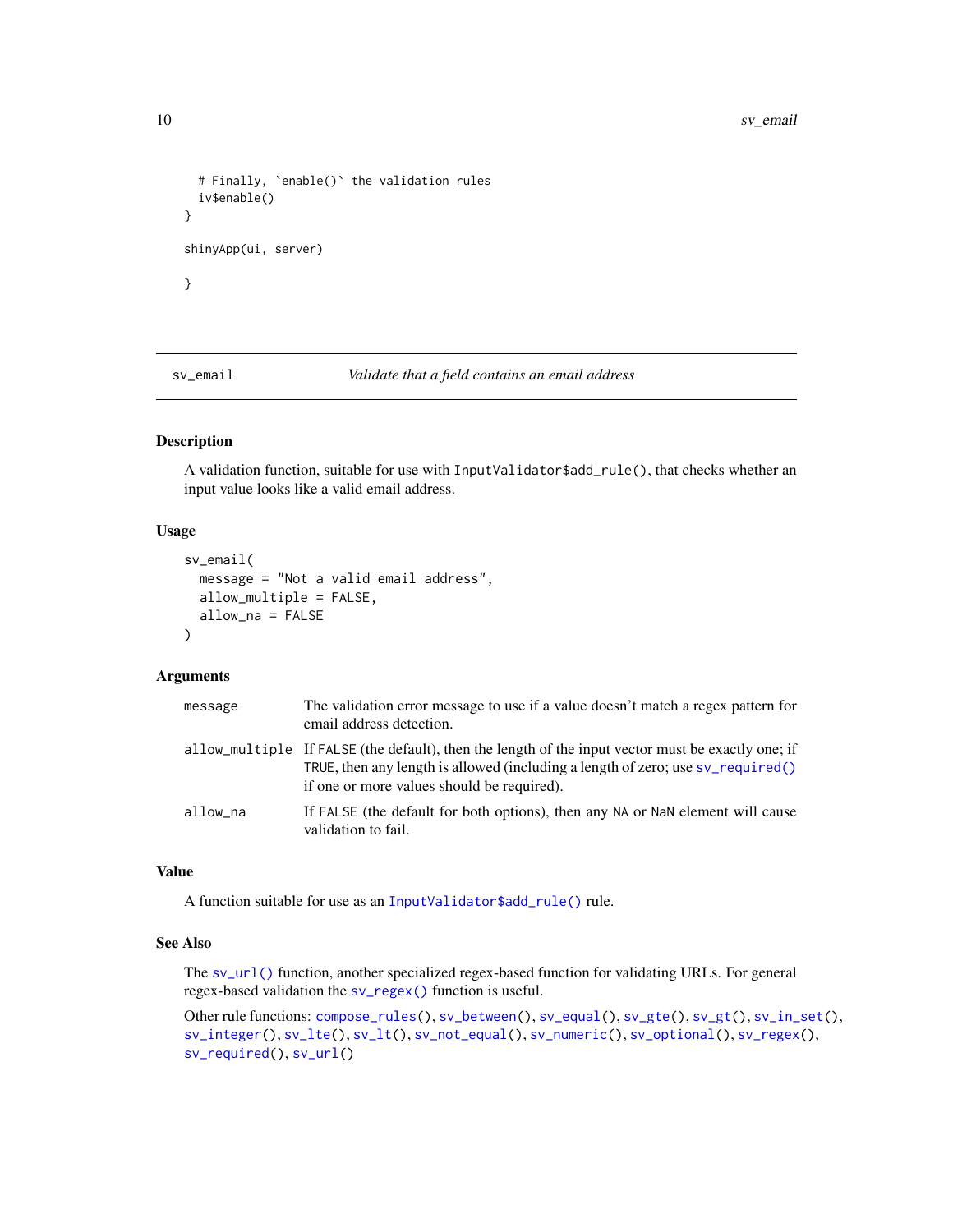```
  # Finally, `enable()` the validation rules
  iv$enable()
}

shinyApp(ui, server)

}
```

---

## sv_email — *Validate that a field contains an email address*

### Description

A validation function, suitable for use with `InputValidator$add_rule()`, that checks whether an input value looks like a valid email address.

### Usage

```
sv_email(
  message = "Not a valid email address",
  allow_multiple = FALSE,
  allow_na = FALSE
)
```

### Arguments

| | |
|---|---|
| `message` | The validation error message to use if a value doesn't match a regex pattern for email address detection. |
| `allow_multiple` | If `FALSE` (the default), then the length of the input vector must be exactly one; if `TRUE`, then any length is allowed (including a length of zero; use `sv_required()` if one or more values should be required). |
| `allow_na` | If `FALSE` (the default for both options), then any `NA` or `NaN` element will cause validation to fail. |

### Value

A function suitable for use as an `InputValidator$add_rule()` rule.

### See Also

The `sv_url()` function, another specialized regex-based function for validating URLs. For general regex-based validation the `sv_regex()` function is useful.

Other rule functions: `compose_rules()`, `sv_between()`, `sv_equal()`, `sv_gte()`, `sv_gt()`, `sv_in_set()`, `sv_integer()`, `sv_lte()`, `sv_lt()`, `sv_not_equal()`, `sv_numeric()`, `sv_optional()`, `sv_regex()`, `sv_required()`, `sv_url()`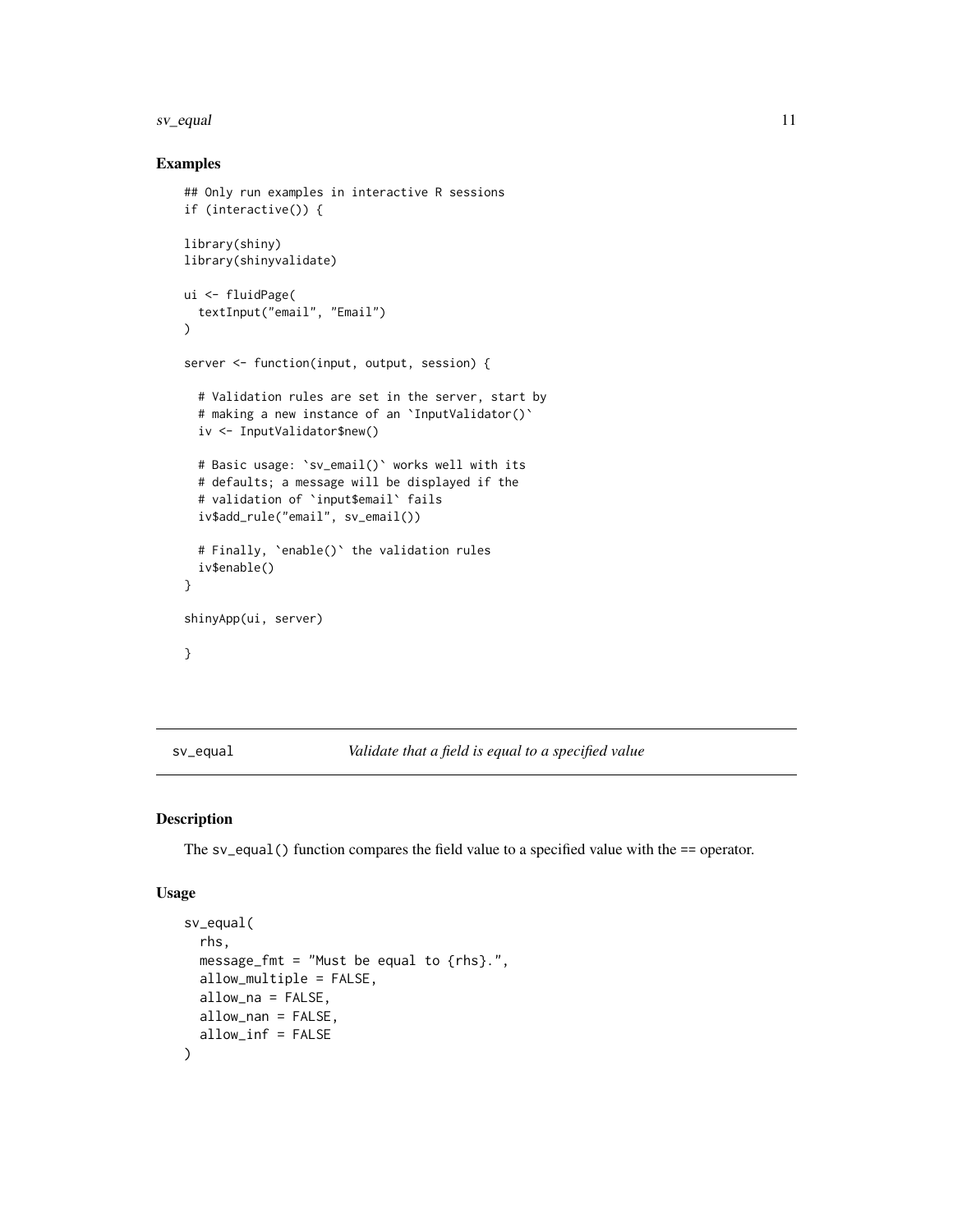## Examples

```
## Only run examples in interactive R sessions
if (interactive()) {

library(shiny)
library(shinyvalidate)

ui <- fluidPage(
  textInput("email", "Email")
)

server <- function(input, output, session) {

  # Validation rules are set in the server, start by
  # making a new instance of an `InputValidator()`
  iv <- InputValidator$new()

  # Basic usage: `sv_email()` works well with its
  # defaults; a message will be displayed if the
  # validation of `input$email` fails
  iv$add_rule("email", sv_email())

  # Finally, `enable()` the validation rules
  iv$enable()
}

shinyApp(ui, server)

}
```

---

sv_equal *Validate that a field is equal to a specified value*

---

## Description

The sv_equal() function compares the field value to a specified value with the == operator.

## Usage

```
sv_equal(
  rhs,
  message_fmt = "Must be equal to {rhs}.",
  allow_multiple = FALSE,
  allow_na = FALSE,
  allow_nan = FALSE,
  allow_inf = FALSE
)
```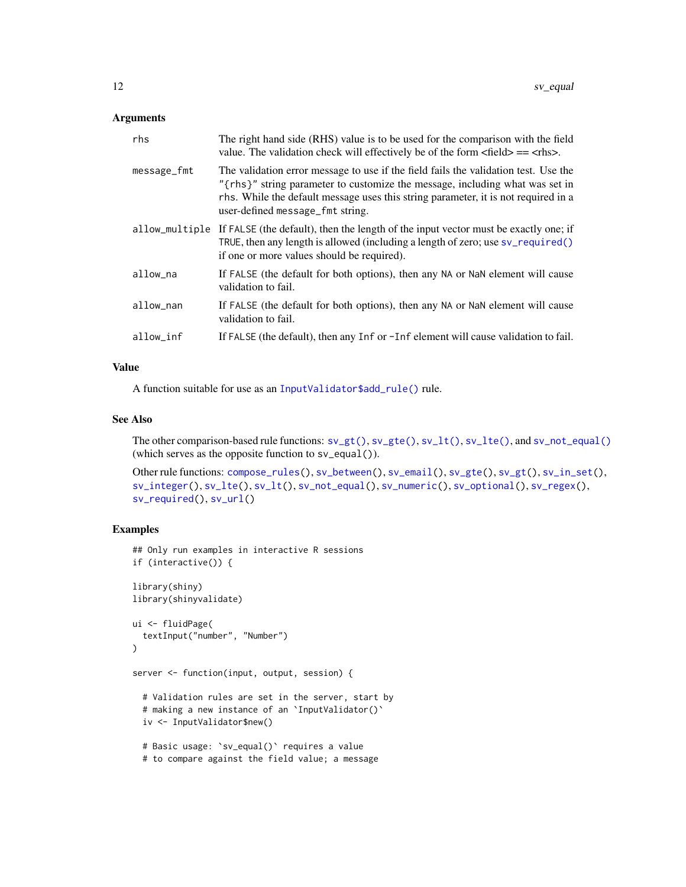### Arguments

| | |
|---|---|
| `rhs` | The right hand side (RHS) value is to be used for the comparison with the field value. The validation check will effectively be of the form <field> == <rhs>. |
| `message_fmt` | The validation error message to use if the field fails the validation test. Use the `"{rhs}"` string parameter to customize the message, including what was set in `rhs`. While the default message uses this string parameter, it is not required in a user-defined `message_fmt` string. |
| `allow_multiple` | If `FALSE` (the default), then the length of the input vector must be exactly one; if `TRUE`, then any length is allowed (including a length of zero; use `sv_required()` if one or more values should be required). |
| `allow_na` | If `FALSE` (the default for both options), then any `NA` or `NaN` element will cause validation to fail. |
| `allow_nan` | If `FALSE` (the default for both options), then any `NA` or `NaN` element will cause validation to fail. |
| `allow_inf` | If `FALSE` (the default), then any `Inf` or `-Inf` element will cause validation to fail. |

### Value

A function suitable for use as an `InputValidator$add_rule()` rule.

### See Also

The other comparison-based rule functions: `sv_gt()`, `sv_gte()`, `sv_lt()`, `sv_lte()`, and `sv_not_equal()` (which serves as the opposite function to `sv_equal()`).

Other rule functions: `compose_rules()`, `sv_between()`, `sv_email()`, `sv_gte()`, `sv_gt()`, `sv_in_set()`, `sv_integer()`, `sv_lte()`, `sv_lt()`, `sv_not_equal()`, `sv_numeric()`, `sv_optional()`, `sv_regex()`, `sv_required()`, `sv_url()`

### Examples

```
## Only run examples in interactive R sessions
if (interactive()) {

library(shiny)
library(shinyvalidate)

ui <- fluidPage(
  textInput("number", "Number")
)

server <- function(input, output, session) {

  # Validation rules are set in the server, start by
  # making a new instance of an `InputValidator()`
  iv <- InputValidator$new()

  # Basic usage: `sv_equal()` requires a value
  # to compare against the field value; a message
```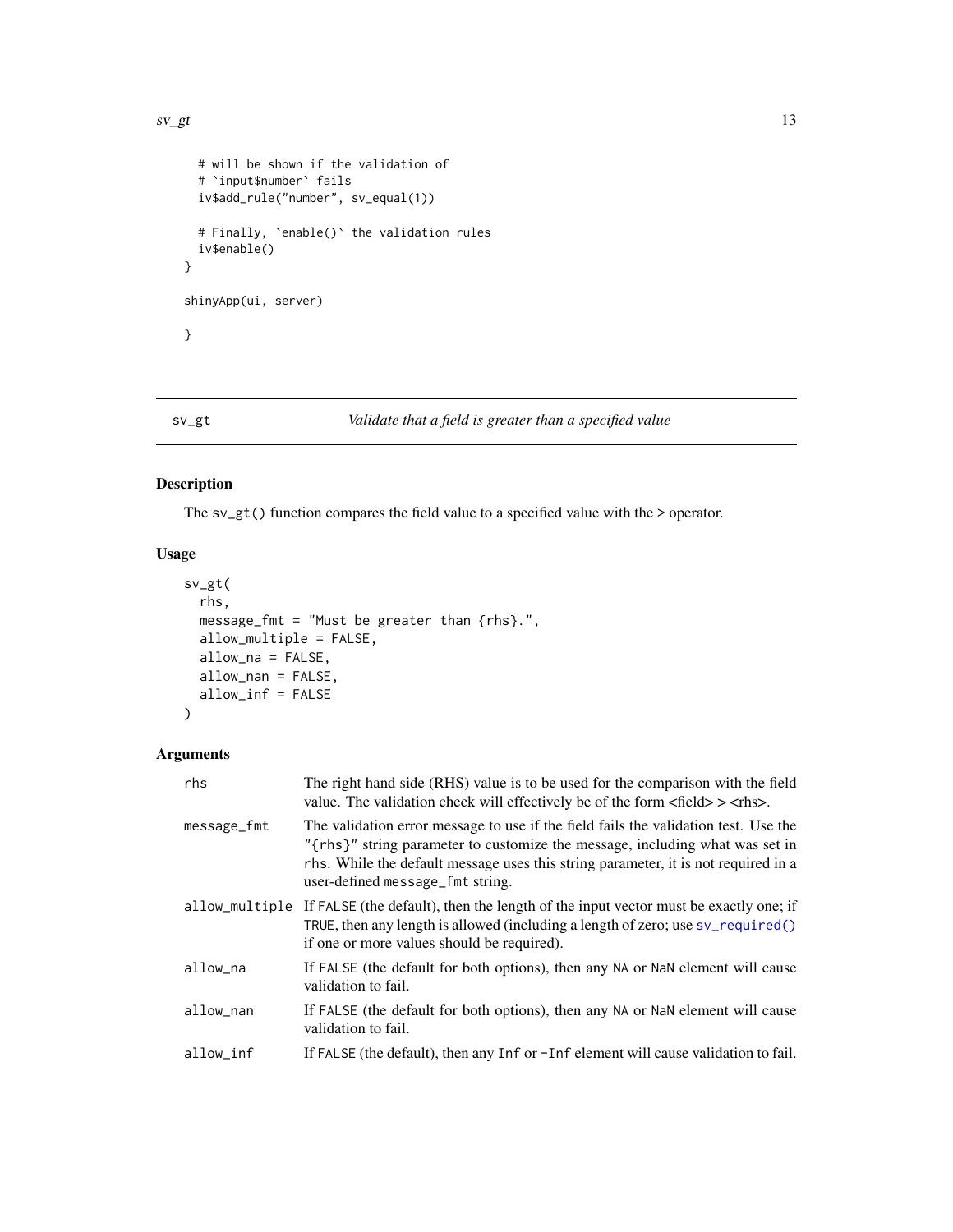```
    # will be shown if the validation of
    # `input$number` fails
    iv$add_rule("number", sv_equal(1))

    # Finally, `enable()` the validation rules
    iv$enable()
  }

  shinyApp(ui, server)

}
```

---

## sv_gt — *Validate that a field is greater than a specified value*

### Description

The `sv_gt()` function compares the field value to a specified value with the > operator.

### Usage

```
sv_gt(
  rhs,
  message_fmt = "Must be greater than {rhs}.",
  allow_multiple = FALSE,
  allow_na = FALSE,
  allow_nan = FALSE,
  allow_inf = FALSE
)
```

### Arguments

| | |
|---|---|
| `rhs` | The right hand side (RHS) value is to be used for the comparison with the field value. The validation check will effectively be of the form <field> > <rhs>. |
| `message_fmt` | The validation error message to use if the field fails the validation test. Use the `"{rhs}"` string parameter to customize the message, including what was set in `rhs`. While the default message uses this string parameter, it is not required in a user-defined `message_fmt` string. |
| `allow_multiple` | If `FALSE` (the default), then the length of the input vector must be exactly one; if `TRUE`, then any length is allowed (including a length of zero; use `sv_required()` if one or more values should be required). |
| `allow_na` | If `FALSE` (the default for both options), then any `NA` or `NaN` element will cause validation to fail. |
| `allow_nan` | If `FALSE` (the default for both options), then any `NA` or `NaN` element will cause validation to fail. |
| `allow_inf` | If `FALSE` (the default), then any `Inf` or `-Inf` element will cause validation to fail. |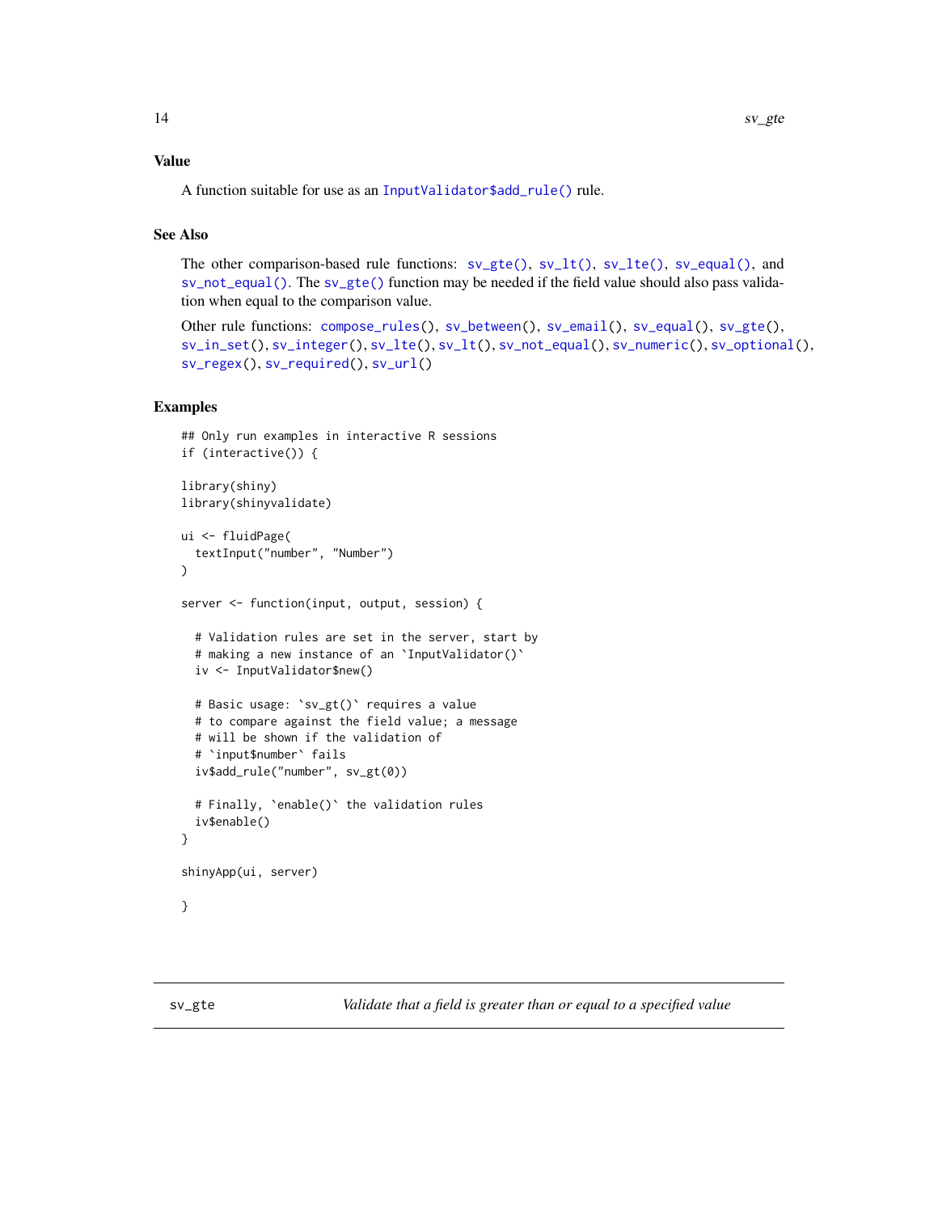### Value

A function suitable for use as an `InputValidator$add_rule()` rule.

### See Also

The other comparison-based rule functions: `sv_gte()`, `sv_lt()`, `sv_lte()`, `sv_equal()`, and `sv_not_equal()`. The `sv_gte()` function may be needed if the field value should also pass validation when equal to the comparison value.

Other rule functions: `compose_rules()`, `sv_between()`, `sv_email()`, `sv_equal()`, `sv_gte()`, `sv_in_set()`, `sv_integer()`, `sv_lte()`, `sv_lt()`, `sv_not_equal()`, `sv_numeric()`, `sv_optional()`, `sv_regex()`, `sv_required()`, `sv_url()`

### Examples

```
## Only run examples in interactive R sessions
if (interactive()) {

library(shiny)
library(shinyvalidate)

ui <- fluidPage(
  textInput("number", "Number")
)

server <- function(input, output, session) {

  # Validation rules are set in the server, start by
  # making a new instance of an `InputValidator()`
  iv <- InputValidator$new()

  # Basic usage: `sv_gt()` requires a value
  # to compare against the field value; a message
  # will be shown if the validation of
  # `input$number` fails
  iv$add_rule("number", sv_gt(0))

  # Finally, `enable()` the validation rules
  iv$enable()
}

shinyApp(ui, server)

}
```

---

## sv_gte — *Validate that a field is greater than or equal to a specified value*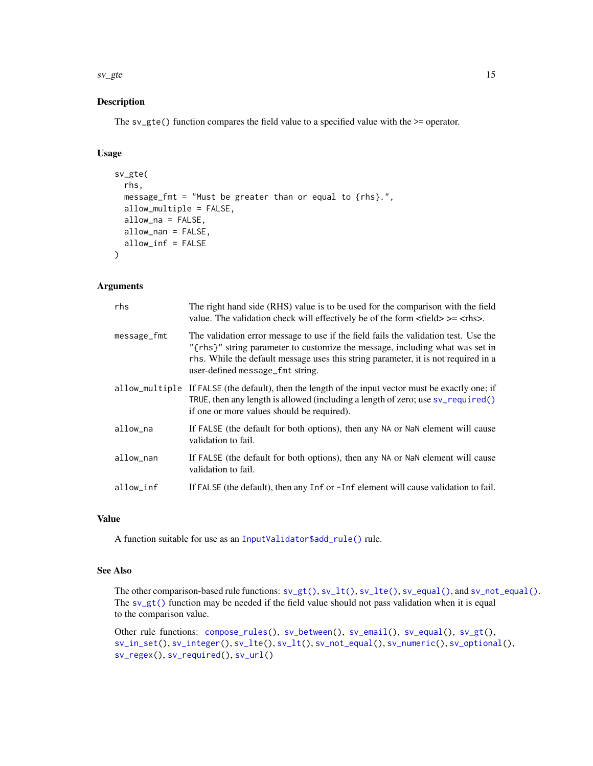## Description

The `sv_gte()` function compares the field value to a specified value with the >= operator.

## Usage

```
sv_gte(
  rhs,
  message_fmt = "Must be greater than or equal to {rhs}.",
  allow_multiple = FALSE,
  allow_na = FALSE,
  allow_nan = FALSE,
  allow_inf = FALSE
)
```

## Arguments

| | |
|---|---|
| `rhs` | The right hand side (RHS) value is to be used for the comparison with the field value. The validation check will effectively be of the form <field> >= <rhs>. |
| `message_fmt` | The validation error message to use if the field fails the validation test. Use the `"{rhs}"` string parameter to customize the message, including what was set in `rhs`. While the default message uses this string parameter, it is not required in a user-defined `message_fmt` string. |
| `allow_multiple` | If `FALSE` (the default), then the length of the input vector must be exactly one; if `TRUE`, then any length is allowed (including a length of zero; use `sv_required()` if one or more values should be required). |
| `allow_na` | If `FALSE` (the default for both options), then any `NA` or `NaN` element will cause validation to fail. |
| `allow_nan` | If `FALSE` (the default for both options), then any `NA` or `NaN` element will cause validation to fail. |
| `allow_inf` | If `FALSE` (the default), then any `Inf` or `-Inf` element will cause validation to fail. |

## Value

A function suitable for use as an `InputValidator$add_rule()` rule.

## See Also

The other comparison-based rule functions: `sv_gt()`, `sv_lt()`, `sv_lte()`, `sv_equal()`, and `sv_not_equal()`. The `sv_gt()` function may be needed if the field value should not pass validation when it is equal to the comparison value.

Other rule functions: `compose_rules()`, `sv_between()`, `sv_email()`, `sv_equal()`, `sv_gt()`, `sv_in_set()`, `sv_integer()`, `sv_lte()`, `sv_lt()`, `sv_not_equal()`, `sv_numeric()`, `sv_optional()`, `sv_regex()`, `sv_required()`, `sv_url()`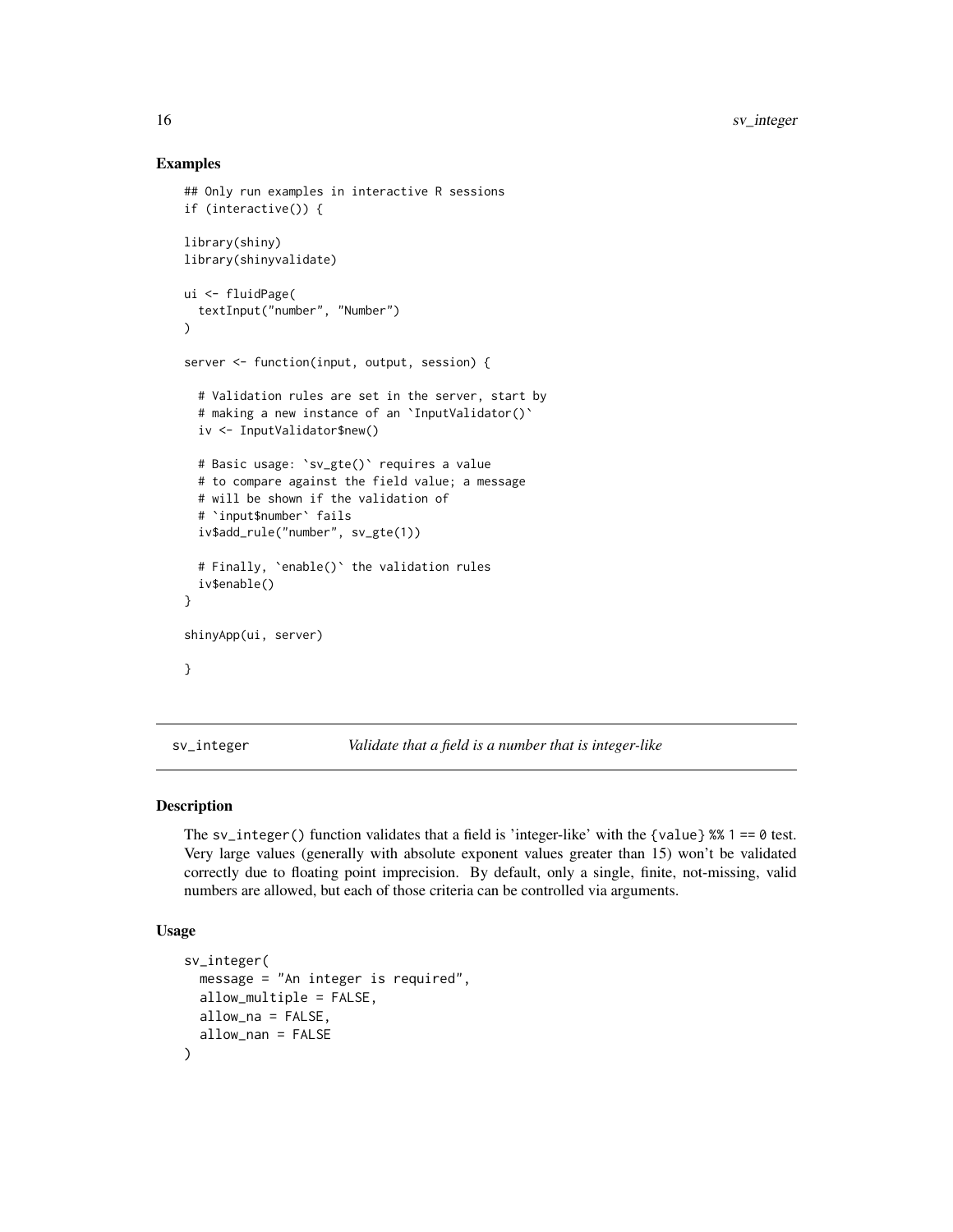## Examples

```
## Only run examples in interactive R sessions
if (interactive()) {

library(shiny)
library(shinyvalidate)

ui <- fluidPage(
  textInput("number", "Number")
)

server <- function(input, output, session) {

  # Validation rules are set in the server, start by
  # making a new instance of an `InputValidator()`
  iv <- InputValidator$new()

  # Basic usage: `sv_gte()` requires a value
  # to compare against the field value; a message
  # will be shown if the validation of
  # `input$number` fails
  iv$add_rule("number", sv_gte(1))

  # Finally, `enable()` the validation rules
  iv$enable()
}

shinyApp(ui, server)

}
```

---

# sv_integer — *Validate that a field is a number that is integer-like*

## Description

The `sv_integer()` function validates that a field is 'integer-like' with the `{value} %% 1 == 0` test. Very large values (generally with absolute exponent values greater than 15) won't be validated correctly due to floating point imprecision. By default, only a single, finite, not-missing, valid numbers are allowed, but each of those criteria can be controlled via arguments.

## Usage

```
sv_integer(
  message = "An integer is required",
  allow_multiple = FALSE,
  allow_na = FALSE,
  allow_nan = FALSE
)
```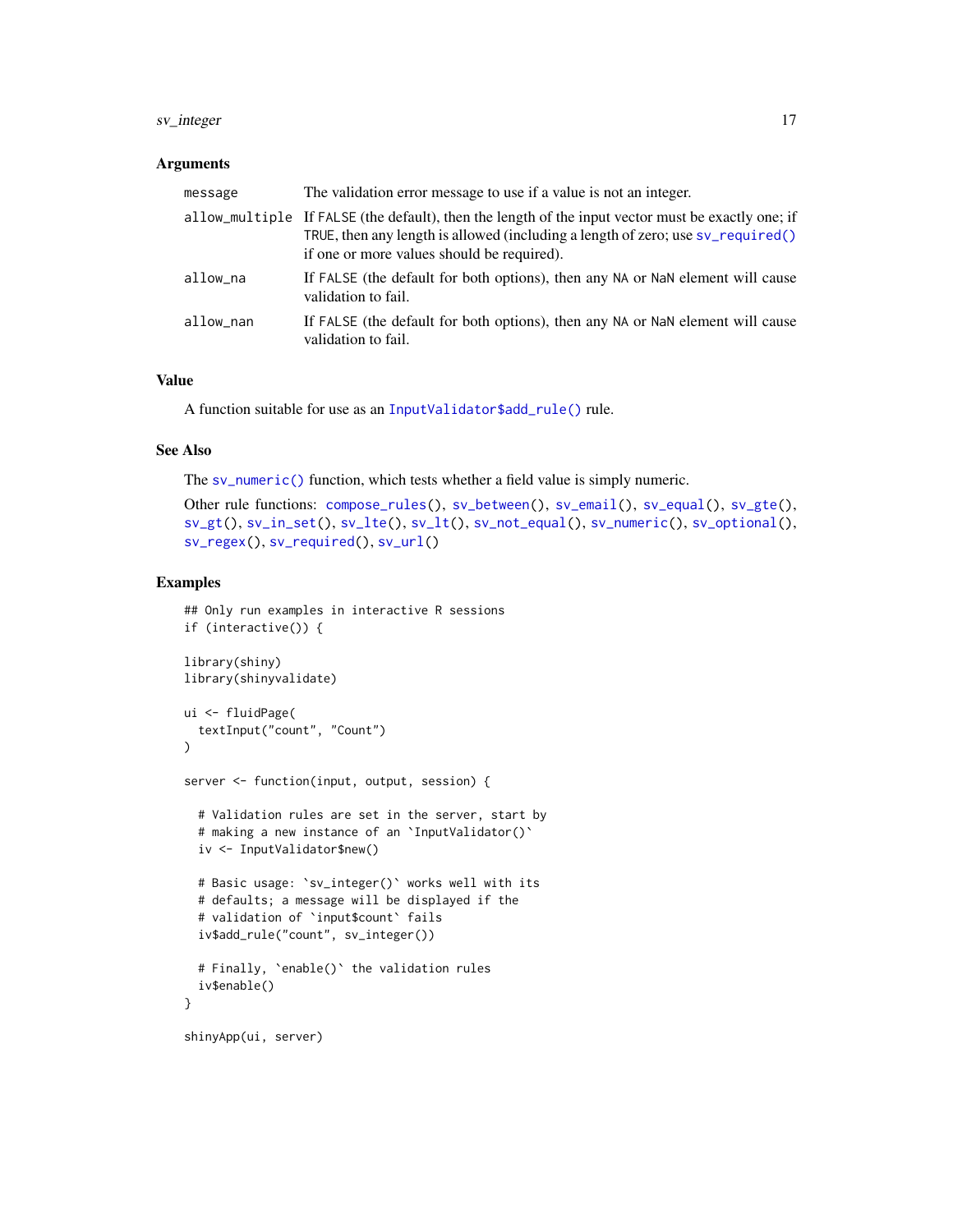### Arguments

| | |
|---|---|
| `message` | The validation error message to use if a value is not an integer. |
| `allow_multiple` | If `FALSE` (the default), then the length of the input vector must be exactly one; if `TRUE`, then any length is allowed (including a length of zero; use `sv_required()` if one or more values should be required). |
| `allow_na` | If `FALSE` (the default for both options), then any `NA` or `NaN` element will cause validation to fail. |
| `allow_nan` | If `FALSE` (the default for both options), then any `NA` or `NaN` element will cause validation to fail. |

### Value

A function suitable for use as an `InputValidator$add_rule()` rule.

### See Also

The `sv_numeric()` function, which tests whether a field value is simply numeric.

Other rule functions: `compose_rules()`, `sv_between()`, `sv_email()`, `sv_equal()`, `sv_gte()`, `sv_gt()`, `sv_in_set()`, `sv_lte()`, `sv_lt()`, `sv_not_equal()`, `sv_numeric()`, `sv_optional()`, `sv_regex()`, `sv_required()`, `sv_url()`

### Examples

```
## Only run examples in interactive R sessions
if (interactive()) {

library(shiny)
library(shinyvalidate)

ui <- fluidPage(
  textInput("count", "Count")
)

server <- function(input, output, session) {

  # Validation rules are set in the server, start by
  # making a new instance of an `InputValidator()`
  iv <- InputValidator$new()

  # Basic usage: `sv_integer()` works well with its
  # defaults; a message will be displayed if the
  # validation of `input$count` fails
  iv$add_rule("count", sv_integer())

  # Finally, `enable()` the validation rules
  iv$enable()
}

shinyApp(ui, server)
```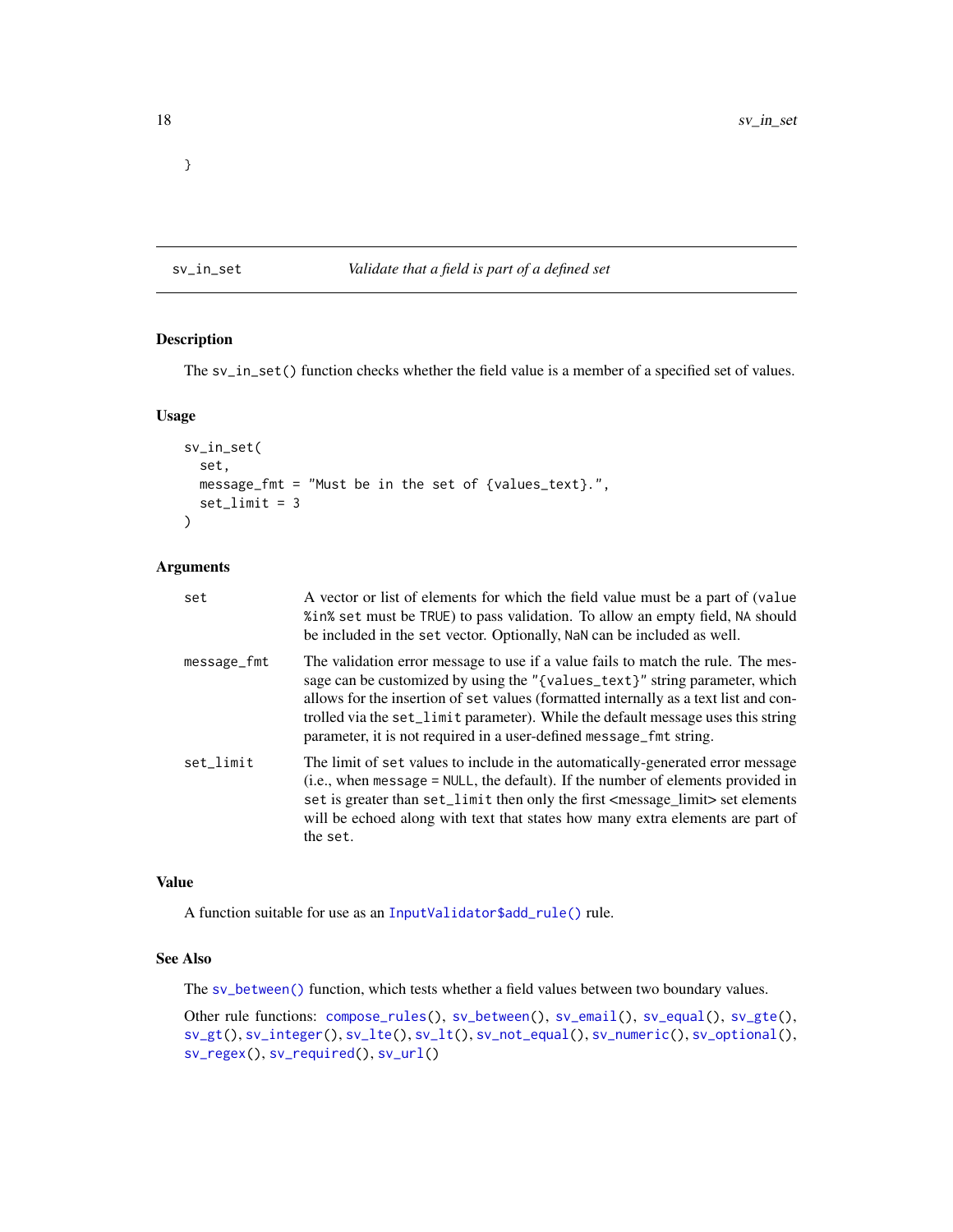```
}
```

# sv_in_set — *Validate that a field is part of a defined set*

## Description

The `sv_in_set()` function checks whether the field value is a member of a specified set of values.

## Usage

```
sv_in_set(
  set,
  message_fmt = "Must be in the set of {values_text}.",
  set_limit = 3
)
```

## Arguments

| Argument | Description |
|---|---|
| `set` | A vector or list of elements for which the field value must be a part of (`value %in% set` must be `TRUE`) to pass validation. To allow an empty field, `NA` should be included in the `set` vector. Optionally, `NaN` can be included as well. |
| `message_fmt` | The validation error message to use if a value fails to match the rule. The message can be customized by using the `"{values_text}"` string parameter, which allows for the insertion of `set` values (formatted internally as a text list and controlled via the `set_limit` parameter). While the default message uses this string parameter, it is not required in a user-defined `message_fmt` string. |
| `set_limit` | The limit of `set` values to include in the automatically-generated error message (i.e., when `message = NULL`, the default). If the number of elements provided in `set` is greater than `set_limit` then only the first <message_limit> set elements will be echoed along with text that states how many extra elements are part of the `set`. |

## Value

A function suitable for use as an `InputValidator$add_rule()` rule.

## See Also

The `sv_between()` function, which tests whether a field values between two boundary values.

Other rule functions: `compose_rules()`, `sv_between()`, `sv_email()`, `sv_equal()`, `sv_gte()`, `sv_gt()`, `sv_integer()`, `sv_lte()`, `sv_lt()`, `sv_not_equal()`, `sv_numeric()`, `sv_optional()`, `sv_regex()`, `sv_required()`, `sv_url()`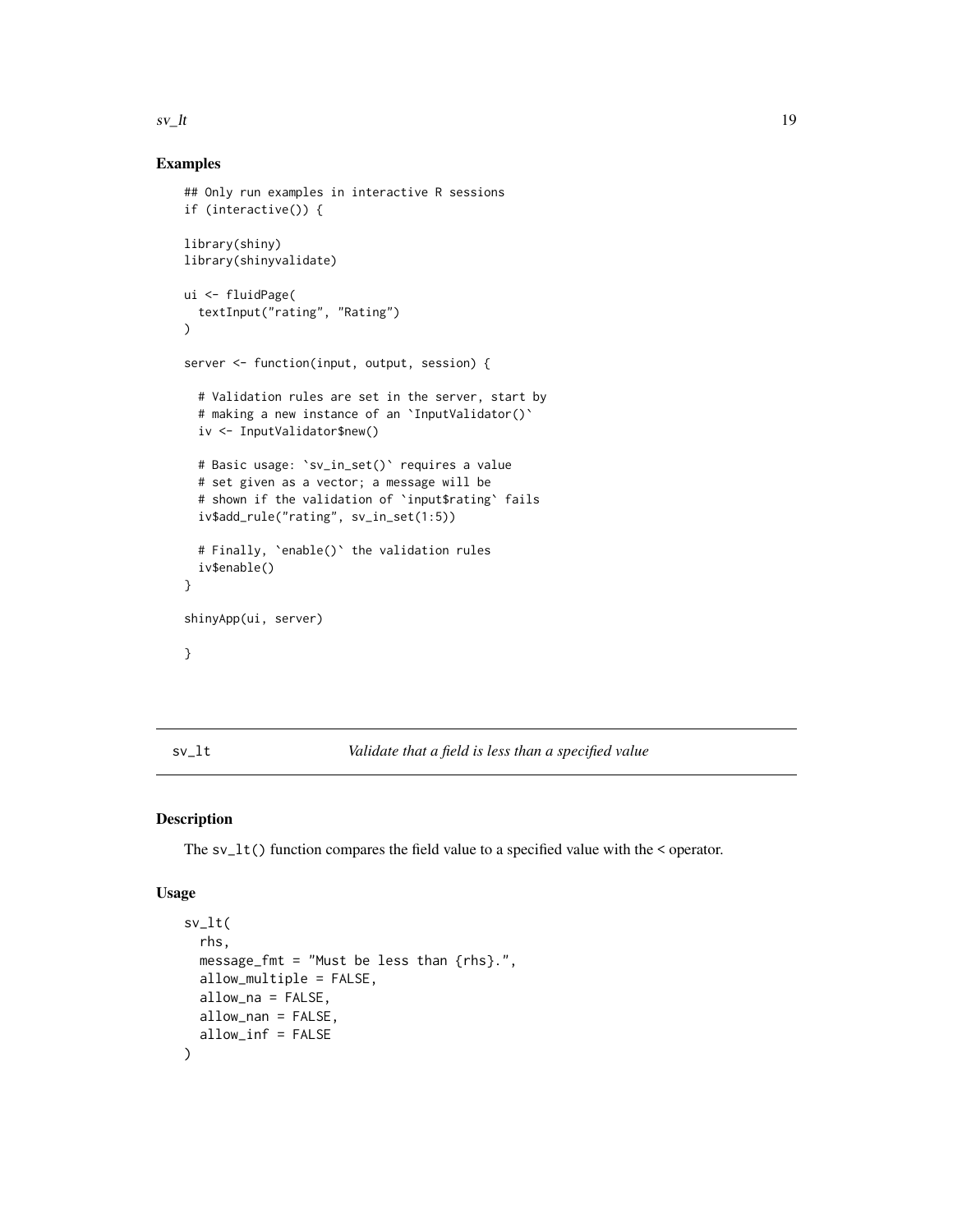## Examples

```
## Only run examples in interactive R sessions
if (interactive()) {

library(shiny)
library(shinyvalidate)

ui <- fluidPage(
  textInput("rating", "Rating")
)

server <- function(input, output, session) {

  # Validation rules are set in the server, start by
  # making a new instance of an `InputValidator()`
  iv <- InputValidator$new()

  # Basic usage: `sv_in_set()` requires a value
  # set given as a vector; a message will be
  # shown if the validation of `input$rating` fails
  iv$add_rule("rating", sv_in_set(1:5))

  # Finally, `enable()` the validation rules
  iv$enable()
}

shinyApp(ui, server)

}
```

---

# sv_lt — *Validate that a field is less than a specified value*

---

## Description

The sv_lt() function compares the field value to a specified value with the < operator.

## Usage

```
sv_lt(
  rhs,
  message_fmt = "Must be less than {rhs}.",
  allow_multiple = FALSE,
  allow_na = FALSE,
  allow_nan = FALSE,
  allow_inf = FALSE
)
```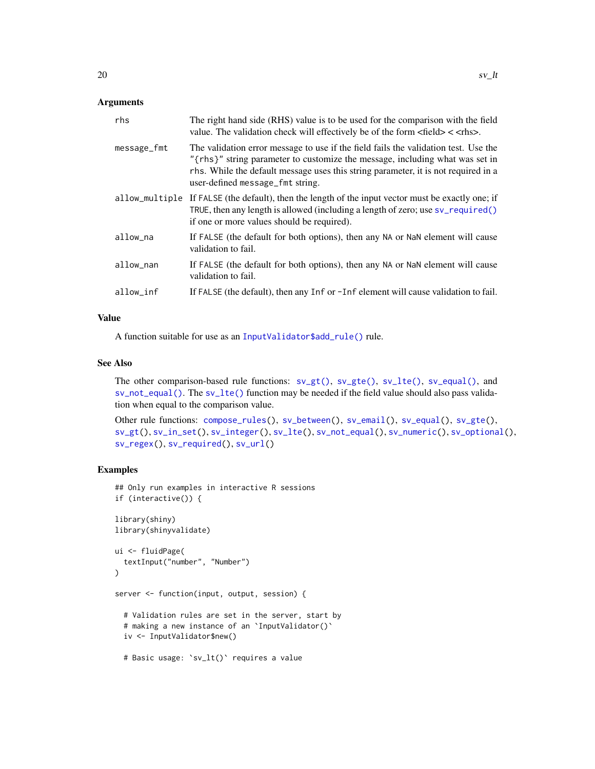## Arguments

| | |
|---|---|
| `rhs` | The right hand side (RHS) value is to be used for the comparison with the field value. The validation check will effectively be of the form <field> < <rhs>. |
| `message_fmt` | The validation error message to use if the field fails the validation test. Use the `"{rhs}"` string parameter to customize the message, including what was set in `rhs`. While the default message uses this string parameter, it is not required in a user-defined `message_fmt` string. |
| `allow_multiple` | If `FALSE` (the default), then the length of the input vector must be exactly one; if `TRUE`, then any length is allowed (including a length of zero; use `sv_required()` if one or more values should be required). |
| `allow_na` | If `FALSE` (the default for both options), then any `NA` or `NaN` element will cause validation to fail. |
| `allow_nan` | If `FALSE` (the default for both options), then any `NA` or `NaN` element will cause validation to fail. |
| `allow_inf` | If `FALSE` (the default), then any `Inf` or `-Inf` element will cause validation to fail. |

## Value

A function suitable for use as an `InputValidator$add_rule()` rule.

## See Also

The other comparison-based rule functions: `sv_gt()`, `sv_gte()`, `sv_lte()`, `sv_equal()`, and `sv_not_equal()`. The `sv_lte()` function may be needed if the field value should also pass validation when equal to the comparison value.

Other rule functions: `compose_rules()`, `sv_between()`, `sv_email()`, `sv_equal()`, `sv_gte()`, `sv_gt()`, `sv_in_set()`, `sv_integer()`, `sv_lte()`, `sv_not_equal()`, `sv_numeric()`, `sv_optional()`, `sv_regex()`, `sv_required()`, `sv_url()`

## Examples

```
## Only run examples in interactive R sessions
if (interactive()) {

library(shiny)
library(shinyvalidate)

ui <- fluidPage(
  textInput("number", "Number")
)

server <- function(input, output, session) {

  # Validation rules are set in the server, start by
  # making a new instance of an `InputValidator()`
  iv <- InputValidator$new()

  # Basic usage: `sv_lt()` requires a value
```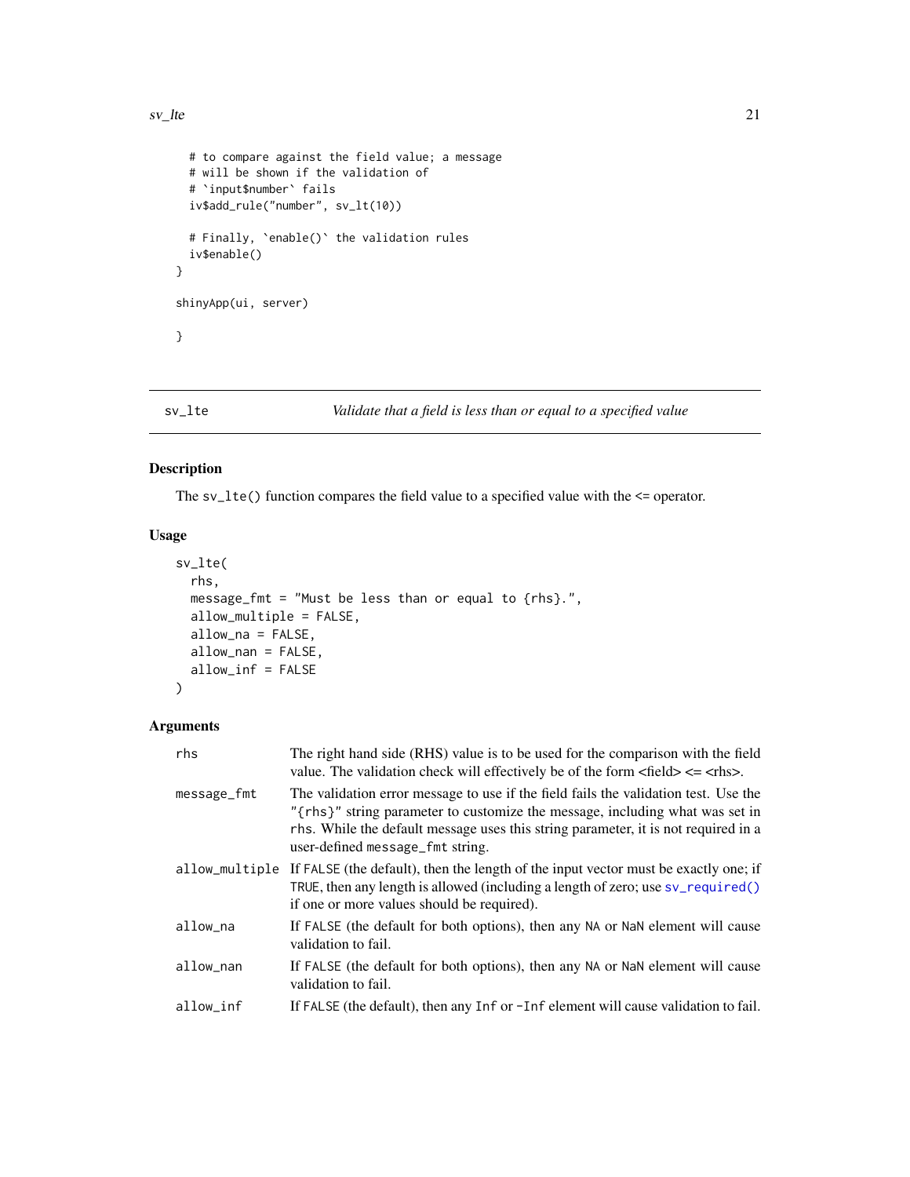```
  # to compare against the field value; a message
  # will be shown if the validation of
  # `input$number` fails
  iv$add_rule("number", sv_lt(10))

  # Finally, `enable()` the validation rules
  iv$enable()
}

shinyApp(ui, server)

}
```

## sv_lte — *Validate that a field is less than or equal to a specified value*

### Description

The `sv_lte()` function compares the field value to a specified value with the <= operator.

### Usage

```
sv_lte(
  rhs,
  message_fmt = "Must be less than or equal to {rhs}.",
  allow_multiple = FALSE,
  allow_na = FALSE,
  allow_nan = FALSE,
  allow_inf = FALSE
)
```

### Arguments

| | |
|---|---|
| `rhs` | The right hand side (RHS) value is to be used for the comparison with the field value. The validation check will effectively be of the form <field> <= <rhs>. |
| `message_fmt` | The validation error message to use if the field fails the validation test. Use the `"{rhs}"` string parameter to customize the message, including what was set in `rhs`. While the default message uses this string parameter, it is not required in a user-defined `message_fmt` string. |
| `allow_multiple` | If `FALSE` (the default), then the length of the input vector must be exactly one; if `TRUE`, then any length is allowed (including a length of zero; use `sv_required()` if one or more values should be required). |
| `allow_na` | If `FALSE` (the default for both options), then any `NA` or `NaN` element will cause validation to fail. |
| `allow_nan` | If `FALSE` (the default for both options), then any `NA` or `NaN` element will cause validation to fail. |
| `allow_inf` | If `FALSE` (the default), then any `Inf` or `-Inf` element will cause validation to fail. |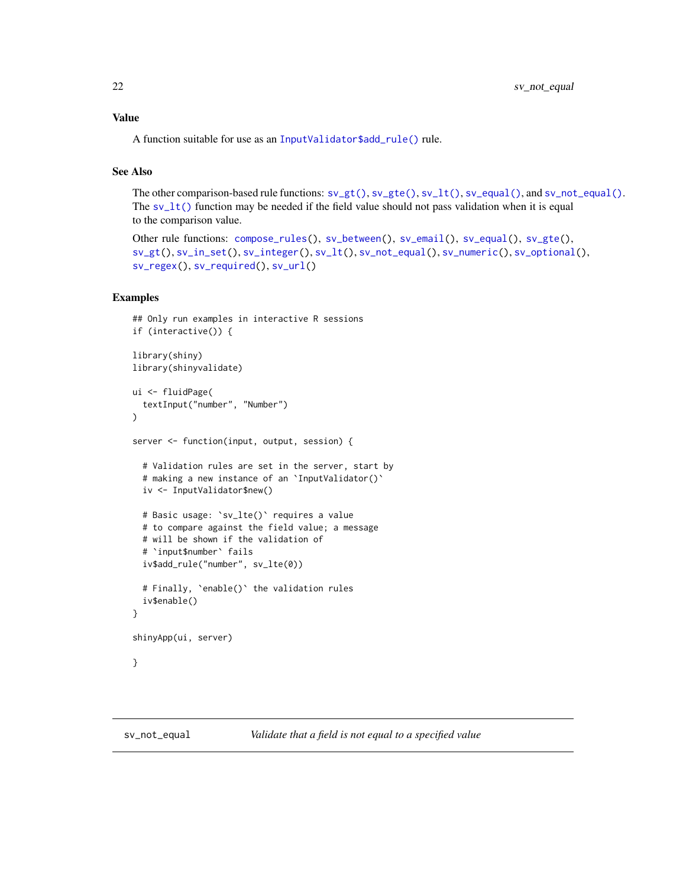### Value

A function suitable for use as an `InputValidator$add_rule()` rule.

### See Also

The other comparison-based rule functions: `sv_gt()`, `sv_gte()`, `sv_lt()`, `sv_equal()`, and `sv_not_equal()`. The `sv_lt()` function may be needed if the field value should not pass validation when it is equal to the comparison value.

Other rule functions: `compose_rules()`, `sv_between()`, `sv_email()`, `sv_equal()`, `sv_gte()`, `sv_gt()`, `sv_in_set()`, `sv_integer()`, `sv_lt()`, `sv_not_equal()`, `sv_numeric()`, `sv_optional()`, `sv_regex()`, `sv_required()`, `sv_url()`

### Examples

```
## Only run examples in interactive R sessions
if (interactive()) {

library(shiny)
library(shinyvalidate)

ui <- fluidPage(
  textInput("number", "Number")
)

server <- function(input, output, session) {

  # Validation rules are set in the server, start by
  # making a new instance of an `InputValidator()`
  iv <- InputValidator$new()

  # Basic usage: `sv_lte()` requires a value
  # to compare against the field value; a message
  # will be shown if the validation of
  # `input$number` fails
  iv$add_rule("number", sv_lte(0))

  # Finally, `enable()` the validation rules
  iv$enable()
}

shinyApp(ui, server)

}
```

---

## sv_not_equal — *Validate that a field is not equal to a specified value*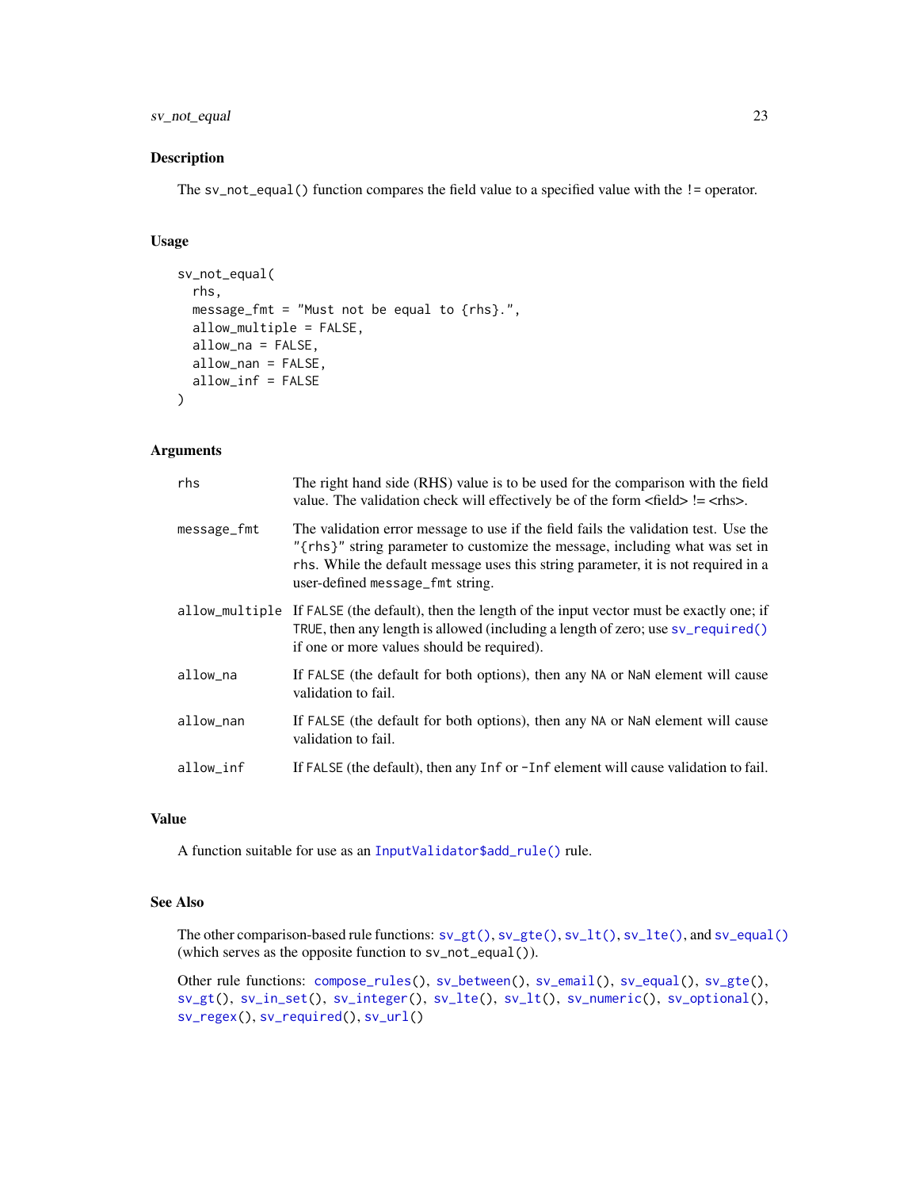## Description

The `sv_not_equal()` function compares the field value to a specified value with the `!=` operator.

## Usage

```
sv_not_equal(
  rhs,
  message_fmt = "Must not be equal to {rhs}.",
  allow_multiple = FALSE,
  allow_na = FALSE,
  allow_nan = FALSE,
  allow_inf = FALSE
)
```

## Arguments

| | |
|---|---|
| `rhs` | The right hand side (RHS) value is to be used for the comparison with the field value. The validation check will effectively be of the form <field> != <rhs>. |
| `message_fmt` | The validation error message to use if the field fails the validation test. Use the `"{rhs}"` string parameter to customize the message, including what was set in `rhs`. While the default message uses this string parameter, it is not required in a user-defined `message_fmt` string. |
| `allow_multiple` | If `FALSE` (the default), then the length of the input vector must be exactly one; if `TRUE`, then any length is allowed (including a length of zero; use `sv_required()` if one or more values should be required). |
| `allow_na` | If `FALSE` (the default for both options), then any `NA` or `NaN` element will cause validation to fail. |
| `allow_nan` | If `FALSE` (the default for both options), then any `NA` or `NaN` element will cause validation to fail. |
| `allow_inf` | If `FALSE` (the default), then any `Inf` or `-Inf` element will cause validation to fail. |

## Value

A function suitable for use as an `InputValidator$add_rule()` rule.

## See Also

The other comparison-based rule functions: `sv_gt()`, `sv_gte()`, `sv_lt()`, `sv_lte()`, and `sv_equal()` (which serves as the opposite function to `sv_not_equal()`).

Other rule functions: `compose_rules()`, `sv_between()`, `sv_email()`, `sv_equal()`, `sv_gte()`, `sv_gt()`, `sv_in_set()`, `sv_integer()`, `sv_lte()`, `sv_lt()`, `sv_numeric()`, `sv_optional()`, `sv_regex()`, `sv_required()`, `sv_url()`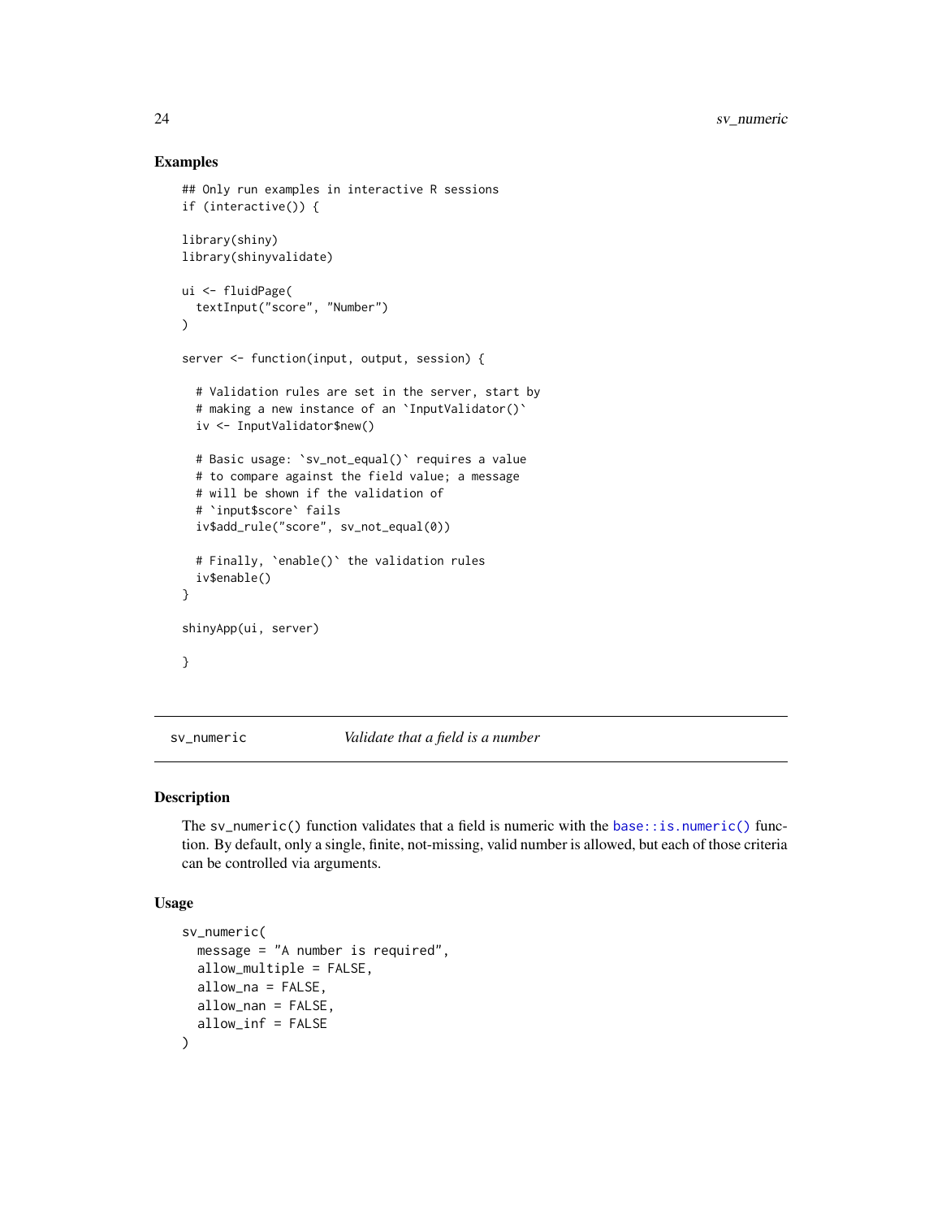## Examples

```
## Only run examples in interactive R sessions
if (interactive()) {

library(shiny)
library(shinyvalidate)

ui <- fluidPage(
  textInput("score", "Number")
)

server <- function(input, output, session) {

  # Validation rules are set in the server, start by
  # making a new instance of an `InputValidator()`
  iv <- InputValidator$new()

  # Basic usage: `sv_not_equal()` requires a value
  # to compare against the field value; a message
  # will be shown if the validation of
  # `input$score` fails
  iv$add_rule("score", sv_not_equal(0))

  # Finally, `enable()` the validation rules
  iv$enable()
}

shinyApp(ui, server)

}
```

---

`sv_numeric` *Validate that a field is a number*

---

## Description

The `sv_numeric()` function validates that a field is numeric with the `base::is.numeric()` function. By default, only a single, finite, not-missing, valid number is allowed, but each of those criteria can be controlled via arguments.

## Usage

```
sv_numeric(
  message = "A number is required",
  allow_multiple = FALSE,
  allow_na = FALSE,
  allow_nan = FALSE,
  allow_inf = FALSE
)
```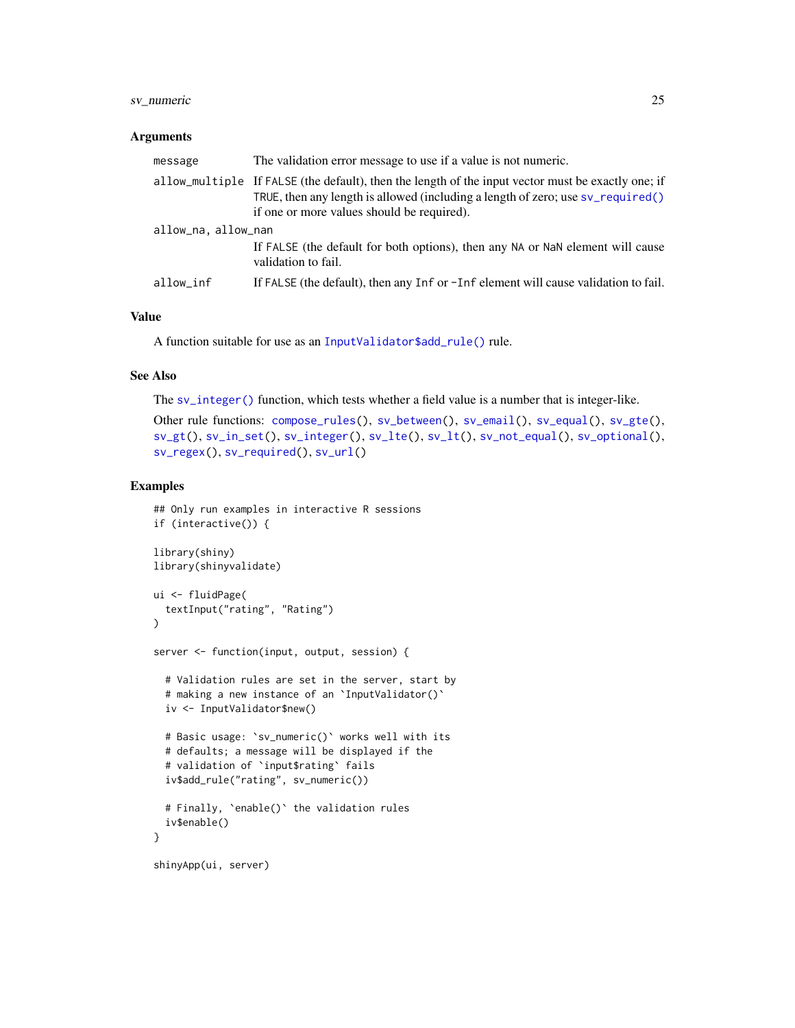### Arguments

| | |
|---|---|
| message | The validation error message to use if a value is not numeric. |
| allow_multiple | If FALSE (the default), then the length of the input vector must be exactly one; if TRUE, then any length is allowed (including a length of zero; use sv_required() if one or more values should be required). |
| allow_na, allow_nan | If FALSE (the default for both options), then any NA or NaN element will cause validation to fail. |
| allow_inf | If FALSE (the default), then any Inf or -Inf element will cause validation to fail. |

### Value

A function suitable for use as an InputValidator$add_rule() rule.

### See Also

The sv_integer() function, which tests whether a field value is a number that is integer-like.

Other rule functions: compose_rules(), sv_between(), sv_email(), sv_equal(), sv_gte(), sv_gt(), sv_in_set(), sv_integer(), sv_lte(), sv_lt(), sv_not_equal(), sv_optional(), sv_regex(), sv_required(), sv_url()

### Examples

```
## Only run examples in interactive R sessions
if (interactive()) {

library(shiny)
library(shinyvalidate)

ui <- fluidPage(
  textInput("rating", "Rating")
)

server <- function(input, output, session) {

  # Validation rules are set in the server, start by
  # making a new instance of an `InputValidator()`
  iv <- InputValidator$new()

  # Basic usage: `sv_numeric()` works well with its
  # defaults; a message will be displayed if the
  # validation of `input$rating` fails
  iv$add_rule("rating", sv_numeric())

  # Finally, `enable()` the validation rules
  iv$enable()
}

shinyApp(ui, server)
```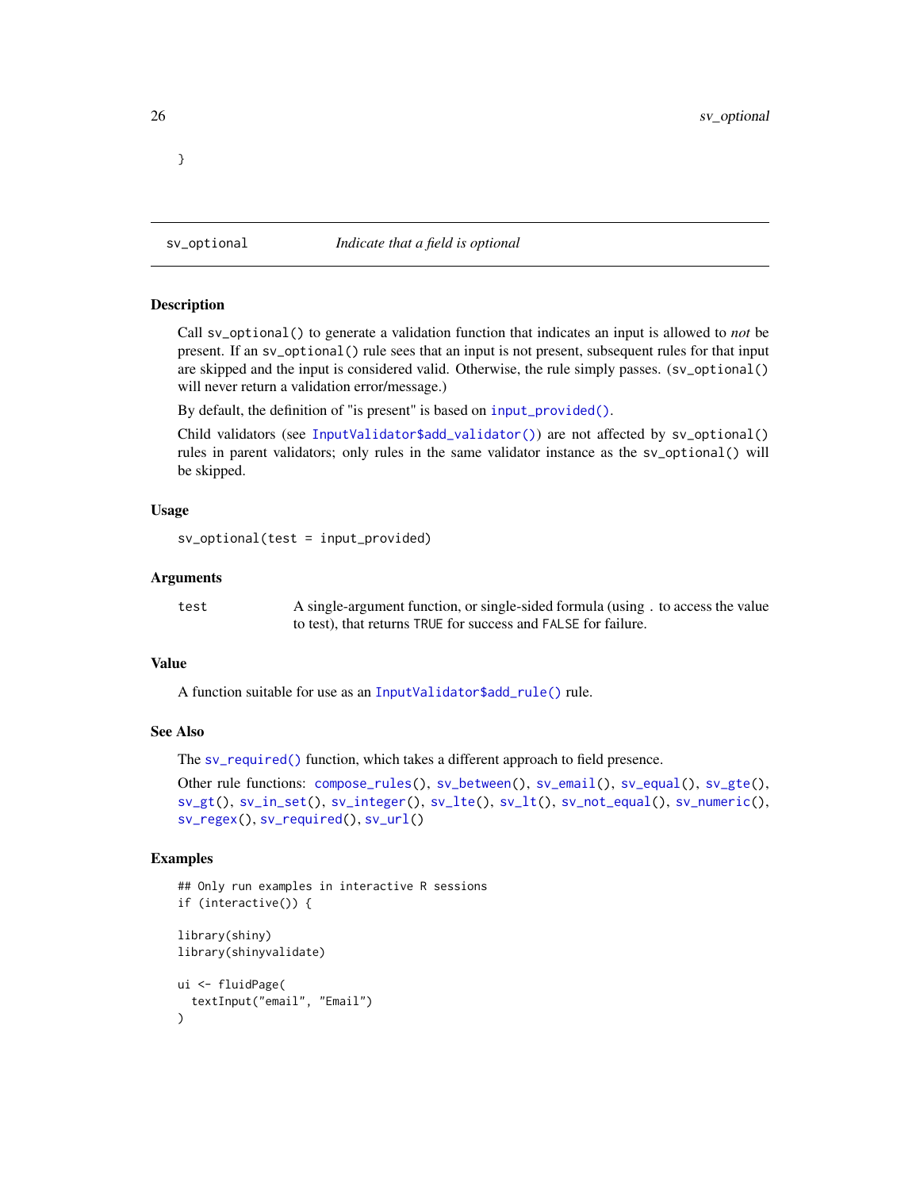```
}
```

## sv_optional — *Indicate that a field is optional*

### Description

Call `sv_optional()` to generate a validation function that indicates an input is allowed to *not* be present. If an `sv_optional()` rule sees that an input is not present, subsequent rules for that input are skipped and the input is considered valid. Otherwise, the rule simply passes. (`sv_optional()` will never return a validation error/message.)

By default, the definition of "is present" is based on `input_provided()`.

Child validators (see `InputValidator$add_validator()`) are not affected by `sv_optional()` rules in parent validators; only rules in the same validator instance as the `sv_optional()` will be skipped.

### Usage

```
sv_optional(test = input_provided)
```

### Arguments

| | |
|---|---|
| `test` | A single-argument function, or single-sided formula (using `.` to access the value to test), that returns `TRUE` for success and `FALSE` for failure. |

### Value

A function suitable for use as an `InputValidator$add_rule()` rule.

### See Also

The `sv_required()` function, which takes a different approach to field presence.

Other rule functions: `compose_rules()`, `sv_between()`, `sv_email()`, `sv_equal()`, `sv_gte()`, `sv_gt()`, `sv_in_set()`, `sv_integer()`, `sv_lte()`, `sv_lt()`, `sv_not_equal()`, `sv_numeric()`, `sv_regex()`, `sv_required()`, `sv_url()`

### Examples

```
## Only run examples in interactive R sessions
if (interactive()) {

library(shiny)
library(shinyvalidate)

ui <- fluidPage(
  textInput("email", "Email")
)
```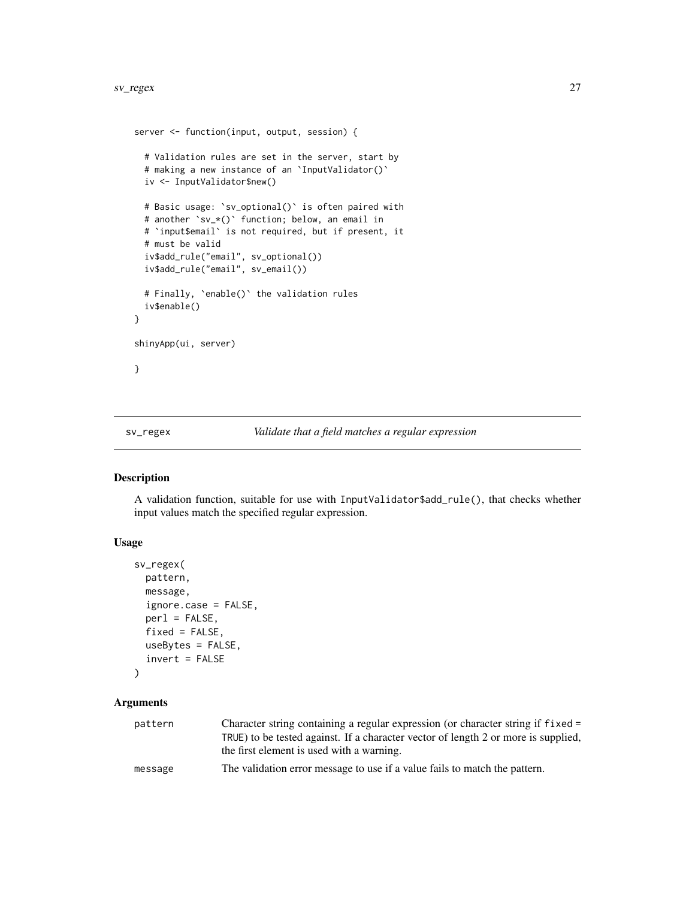```
server <- function(input, output, session) {

  # Validation rules are set in the server, start by
  # making a new instance of an `InputValidator()`
  iv <- InputValidator$new()

  # Basic usage: `sv_optional()` is often paired with
  # another `sv_*()` function; below, an email in
  # `input$email` is not required, but if present, it
  # must be valid
  iv$add_rule("email", sv_optional())
  iv$add_rule("email", sv_email())

  # Finally, `enable()` the validation rules
  iv$enable()
}

shinyApp(ui, server)

}
```

---

## sv_regex — *Validate that a field matches a regular expression*

### Description

A validation function, suitable for use with `InputValidator$add_rule()`, that checks whether input values match the specified regular expression.

### Usage

```
sv_regex(
  pattern,
  message,
  ignore.case = FALSE,
  perl = FALSE,
  fixed = FALSE,
  useBytes = FALSE,
  invert = FALSE
)
```

### Arguments

| | |
|---|---|
| `pattern` | Character string containing a regular expression (or character string if `fixed = TRUE`) to be tested against. If a character vector of length 2 or more is supplied, the first element is used with a warning. |
| `message` | The validation error message to use if a value fails to match the pattern. |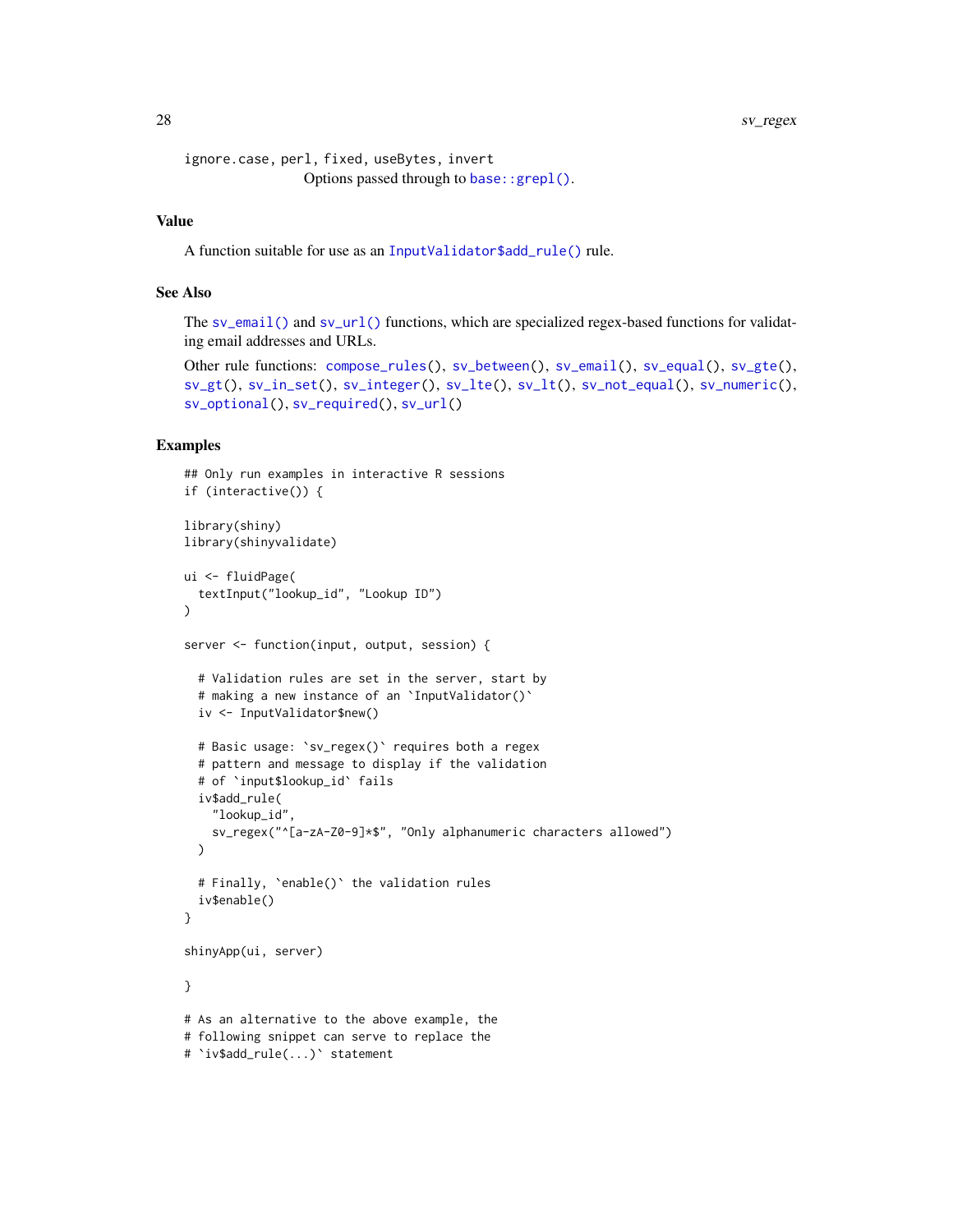ignore.case, perl, fixed, useBytes, invert
Options passed through to base::grepl().

## Value

A function suitable for use as an InputValidator$add_rule() rule.

## See Also

The sv_email() and sv_url() functions, which are specialized regex-based functions for validating email addresses and URLs.

Other rule functions: compose_rules(), sv_between(), sv_email(), sv_equal(), sv_gte(), sv_gt(), sv_in_set(), sv_integer(), sv_lte(), sv_lt(), sv_not_equal(), sv_numeric(), sv_optional(), sv_required(), sv_url()

## Examples

```
## Only run examples in interactive R sessions
if (interactive()) {

library(shiny)
library(shinyvalidate)

ui <- fluidPage(
  textInput("lookup_id", "Lookup ID")
)

server <- function(input, output, session) {

  # Validation rules are set in the server, start by
  # making a new instance of an `InputValidator()`
  iv <- InputValidator$new()

  # Basic usage: `sv_regex()` requires both a regex
  # pattern and message to display if the validation
  # of `input$lookup_id` fails
  iv$add_rule(
    "lookup_id",
    sv_regex("^[a-zA-Z0-9]*$", "Only alphanumeric characters allowed")
  )

  # Finally, `enable()` the validation rules
  iv$enable()
}

shinyApp(ui, server)

}

# As an alternative to the above example, the
# following snippet can serve to replace the
# `iv$add_rule(...)` statement
```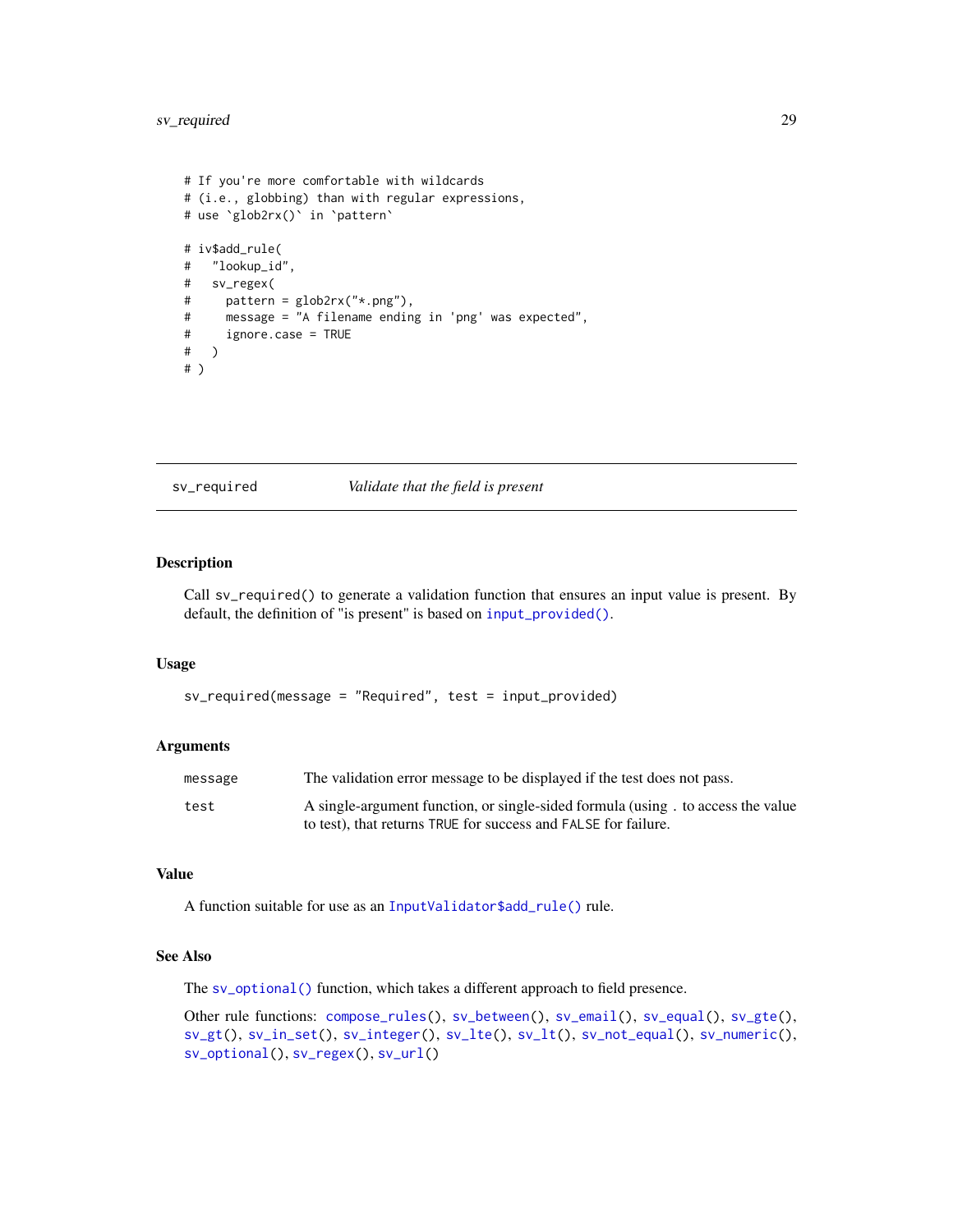```
# If you're more comfortable with wildcards
# (i.e., globbing) than with regular expressions,
# use `glob2rx()` in `pattern`

# iv$add_rule(
#   "lookup_id",
#   sv_regex(
#     pattern = glob2rx("*.png"),
#     message = "A filename ending in 'png' was expected",
#     ignore.case = TRUE
#   )
# )
```

---

## sv_required    *Validate that the field is present*

---

### Description

Call `sv_required()` to generate a validation function that ensures an input value is present. By default, the definition of "is present" is based on `input_provided()`.

### Usage

```
sv_required(message = "Required", test = input_provided)
```

### Arguments

| | |
|---|---|
| `message` | The validation error message to be displayed if the test does not pass. |
| `test` | A single-argument function, or single-sided formula (using `.` to access the value to test), that returns `TRUE` for success and `FALSE` for failure. |

### Value

A function suitable for use as an `InputValidator$add_rule()` rule.

### See Also

The `sv_optional()` function, which takes a different approach to field presence.

Other rule functions: `compose_rules()`, `sv_between()`, `sv_email()`, `sv_equal()`, `sv_gte()`, `sv_gt()`, `sv_in_set()`, `sv_integer()`, `sv_lte()`, `sv_lt()`, `sv_not_equal()`, `sv_numeric()`, `sv_optional()`, `sv_regex()`, `sv_url()`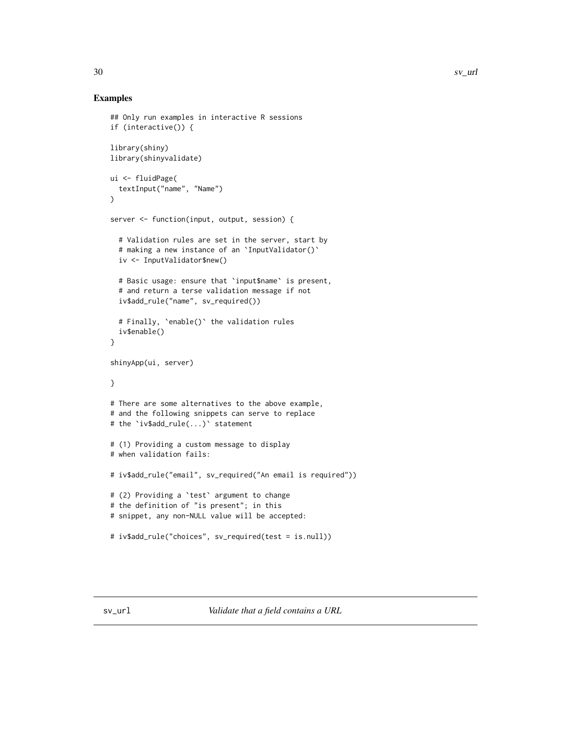## Examples

```
## Only run examples in interactive R sessions
if (interactive()) {

library(shiny)
library(shinyvalidate)

ui <- fluidPage(
  textInput("name", "Name")
)

server <- function(input, output, session) {

  # Validation rules are set in the server, start by
  # making a new instance of an `InputValidator()`
  iv <- InputValidator$new()

  # Basic usage: ensure that `input$name` is present,
  # and return a terse validation message if not
  iv$add_rule("name", sv_required())

  # Finally, `enable()` the validation rules
  iv$enable()
}

shinyApp(ui, server)

}

# There are some alternatives to the above example,
# and the following snippets can serve to replace
# the `iv$add_rule(...)` statement

# (1) Providing a custom message to display
# when validation fails:

# iv$add_rule("email", sv_required("An email is required"))

# (2) Providing a `test` argument to change
# the definition of "is present"; in this
# snippet, any non-NULL value will be accepted:

# iv$add_rule("choices", sv_required(test = is.null))
```

---

## sv_url — *Validate that a field contains a URL*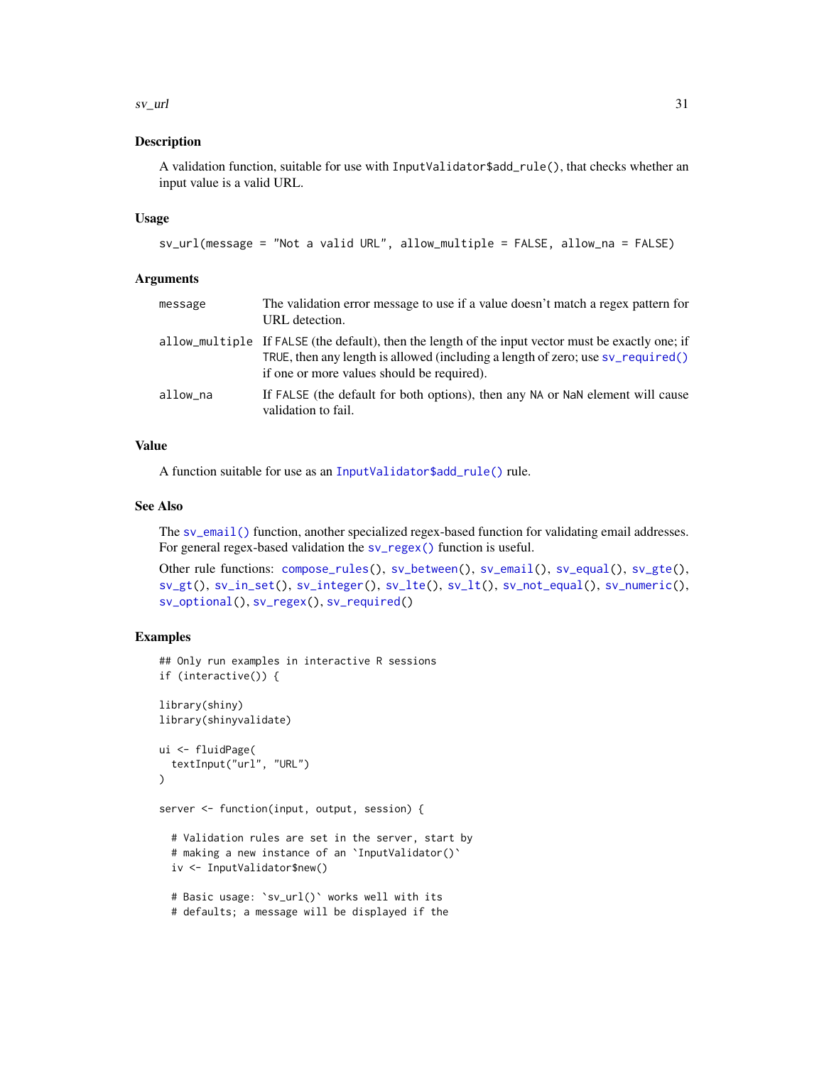## Description

A validation function, suitable for use with `InputValidator$add_rule()`, that checks whether an input value is a valid URL.

## Usage

```
sv_url(message = "Not a valid URL", allow_multiple = FALSE, allow_na = FALSE)
```

## Arguments

| | |
|---|---|
| `message` | The validation error message to use if a value doesn't match a regex pattern for URL detection. |
| `allow_multiple` | If `FALSE` (the default), then the length of the input vector must be exactly one; if `TRUE`, then any length is allowed (including a length of zero; use `sv_required()` if one or more values should be required). |
| `allow_na` | If `FALSE` (the default for both options), then any `NA` or `NaN` element will cause validation to fail. |

## Value

A function suitable for use as an `InputValidator$add_rule()` rule.

## See Also

The `sv_email()` function, another specialized regex-based function for validating email addresses. For general regex-based validation the `sv_regex()` function is useful.

Other rule functions: `compose_rules()`, `sv_between()`, `sv_email()`, `sv_equal()`, `sv_gte()`, `sv_gt()`, `sv_in_set()`, `sv_integer()`, `sv_lte()`, `sv_lt()`, `sv_not_equal()`, `sv_numeric()`, `sv_optional()`, `sv_regex()`, `sv_required()`

## Examples

```
## Only run examples in interactive R sessions
if (interactive()) {

library(shiny)
library(shinyvalidate)

ui <- fluidPage(
  textInput("url", "URL")
)

server <- function(input, output, session) {

  # Validation rules are set in the server, start by
  # making a new instance of an `InputValidator()`
  iv <- InputValidator$new()

  # Basic usage: `sv_url()` works well with its
  # defaults; a message will be displayed if the
```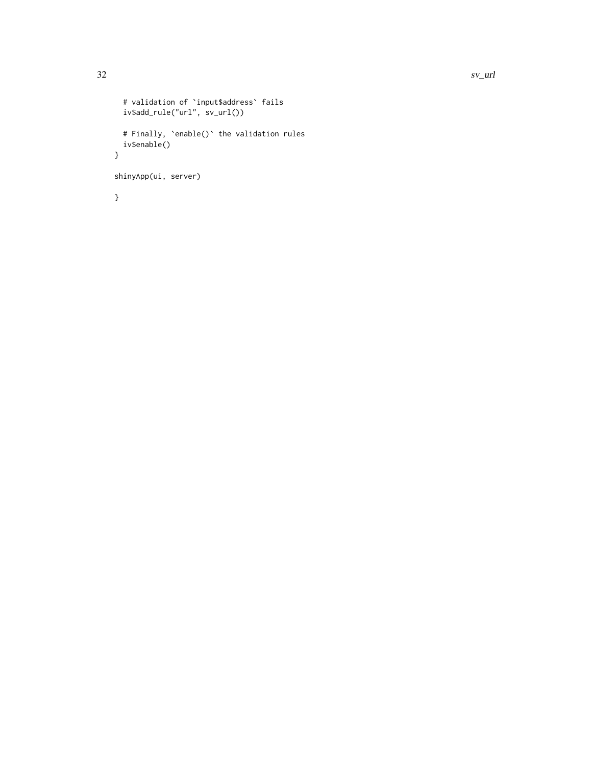```
  # validation of `input$address` fails
  iv$add_rule("url", sv_url())

  # Finally, `enable()` the validation rules
  iv$enable()
}

shinyApp(ui, server)

}
```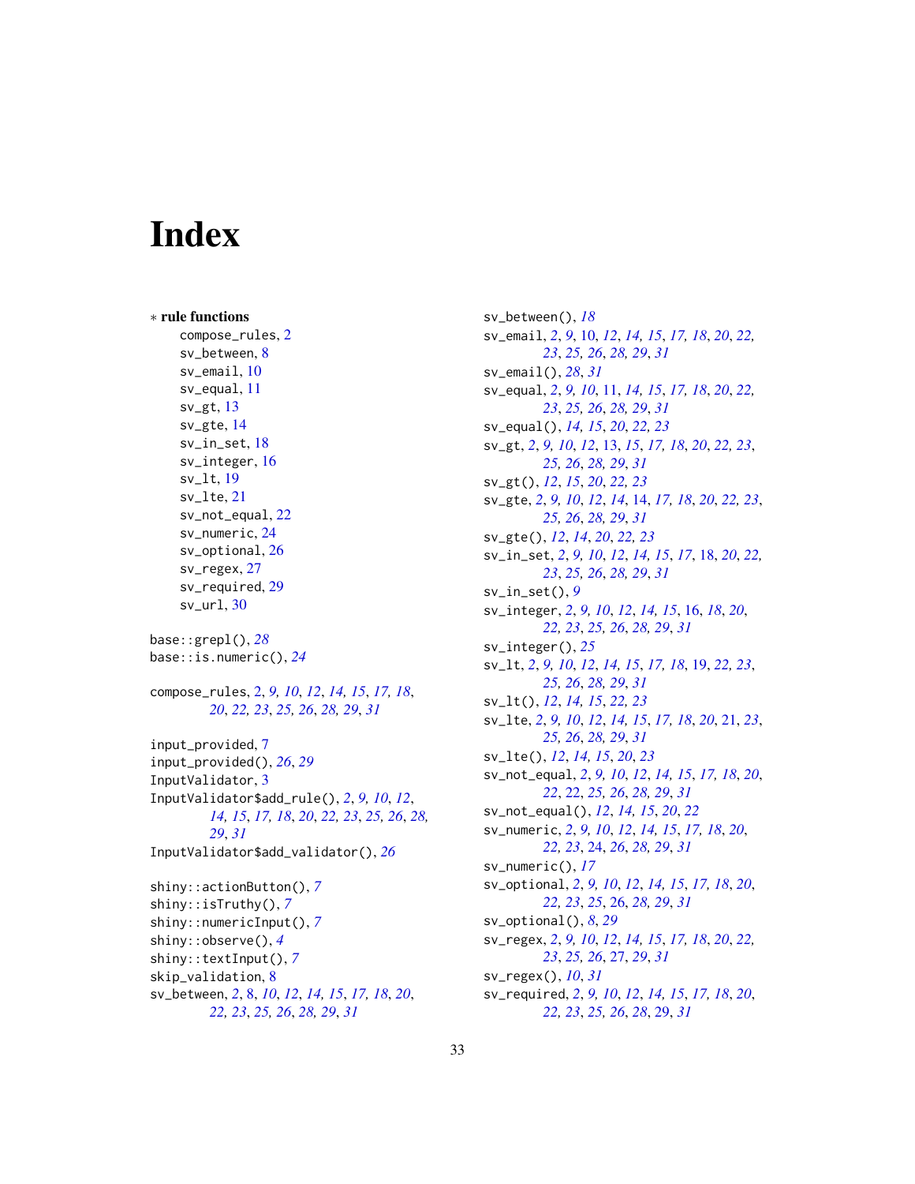# Index

∗ **rule functions**

compose_rules, 2
sv_between, 8
sv_email, 10
sv_equal, 11
sv_gt, 13
sv_gte, 14
sv_in_set, 18
sv_integer, 16
sv_lt, 19
sv_lte, 21
sv_not_equal, 22
sv_numeric, 24
sv_optional, 26
sv_regex, 27
sv_required, 29
sv_url, 30

base::grepl(), *28*
base::is.numeric(), *24*

compose_rules, 2, *9, 10, 12, 14, 15, 17, 18, 20, 22, 23, 25, 26, 28, 29, 31*

input_provided, 7
input_provided(), *26, 29*
InputValidator, 3
InputValidator$add_rule(), *2, 9, 10, 12, 14, 15, 17, 18, 20, 22, 23, 25, 26, 28, 29, 31*
InputValidator$add_validator(), *26*

shiny::actionButton(), *7*
shiny::isTruthy(), *7*
shiny::numericInput(), *7*
shiny::observe(), *4*
shiny::textInput(), *7*
skip_validation, 8
sv_between, *2*, 8, *10, 12, 14, 15, 17, 18, 20, 22, 23, 25, 26, 28, 29, 31*
sv_between(), *18*
sv_email, *2, 9*, 10, *12, 14, 15, 17, 18, 20, 22, 23, 25, 26, 28, 29, 31*
sv_email(), *28, 31*
sv_equal, *2, 9, 10*, 11, *14, 15, 17, 18, 20, 22, 23, 25, 26, 28, 29, 31*
sv_equal(), *14, 15, 20, 22, 23*
sv_gt, *2, 9, 10, 12*, 13, *15, 17, 18, 20, 22, 23, 25, 26, 28, 29, 31*
sv_gt(), *12, 15, 20, 22, 23*
sv_gte, *2, 9, 10, 12, 14*, 14, *17, 18, 20, 22, 23, 25, 26, 28, 29, 31*
sv_gte(), *12, 14, 20, 22, 23*
sv_in_set, *2, 9, 10, 12, 14, 15, 17*, 18, *20, 22, 23, 25, 26, 28, 29, 31*
sv_in_set(), *9*
sv_integer, *2, 9, 10, 12, 14, 15*, 16, *18, 20, 22, 23, 25, 26, 28, 29, 31*
sv_integer(), *25*
sv_lt, *2, 9, 10, 12, 14, 15, 17, 18*, 19, *22, 23, 25, 26, 28, 29, 31*
sv_lt(), *12, 14, 15, 22, 23*
sv_lte, *2, 9, 10, 12, 14, 15, 17, 18, 20*, 21, *23, 25, 26, 28, 29, 31*
sv_lte(), *12, 14, 15, 20, 23*
sv_not_equal, *2, 9, 10, 12, 14, 15, 17, 18, 20, 22*, 22, *25, 26, 28, 29, 31*
sv_not_equal(), *12, 14, 15, 20, 22*
sv_numeric, *2, 9, 10, 12, 14, 15, 17, 18, 20, 22, 23*, 24, *26, 28, 29, 31*
sv_numeric(), *17*
sv_optional, *2, 9, 10, 12, 14, 15, 17, 18, 20, 22, 23, 25*, 26, *28, 29, 31*
sv_optional(), *8, 29*
sv_regex, *2, 9, 10, 12, 14, 15, 17, 18, 20, 22, 23, 25, 26*, 27, *29, 31*
sv_regex(), *10, 31*
sv_required, *2, 9, 10, 12, 14, 15, 17, 18, 20, 22, 23, 25, 26, 28*, 29, *31*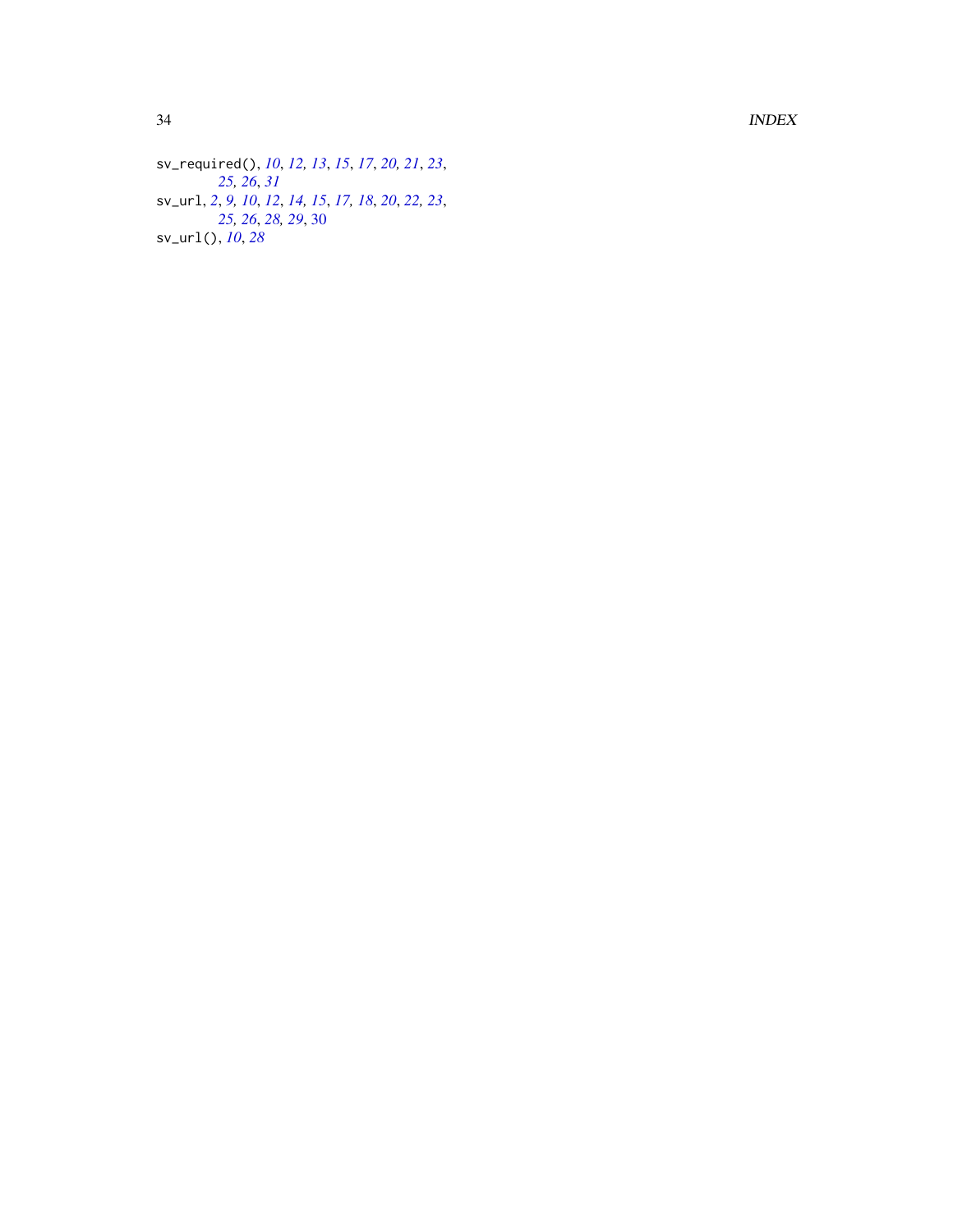sv_required(), *10*, *12, 13*, *15*, *17*, *20, 21*, *23*, *25, 26*, *31*

sv_url, *2*, *9, 10*, *12*, *14, 15*, *17, 18*, *20*, *22, 23*, *25, 26*, *28, 29*, 30

sv_url(), *10*, *28*